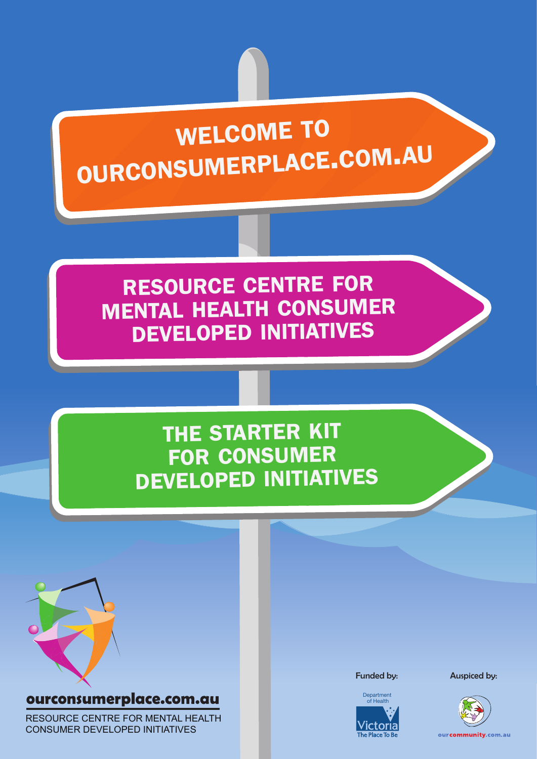# WELCOME TO OURCONSUMERPLACE.COM.AU

## RESOURCE CENTRE FOR MENTAL HEALTH CONSUMER DEVELOPED INITIATIVES

## THE STARTER KIT FOR CONSUMER DEVELOPED INITIATIVES

**ourconsumerplace.com.au**

RESOURCE CENTRE FOR MENTAL HEALTH CONSUMER DEVELOPED INITIATIVES

Funded by:

Department of Health

Victoria The Place To Be

Auspiced by:

ourcommunity.com.au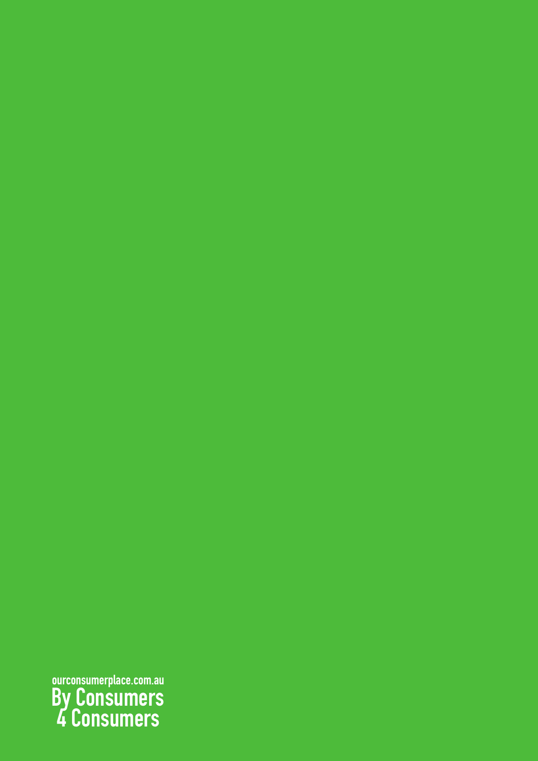ourconsumerplace.com.au

By Consumers
4 Consumers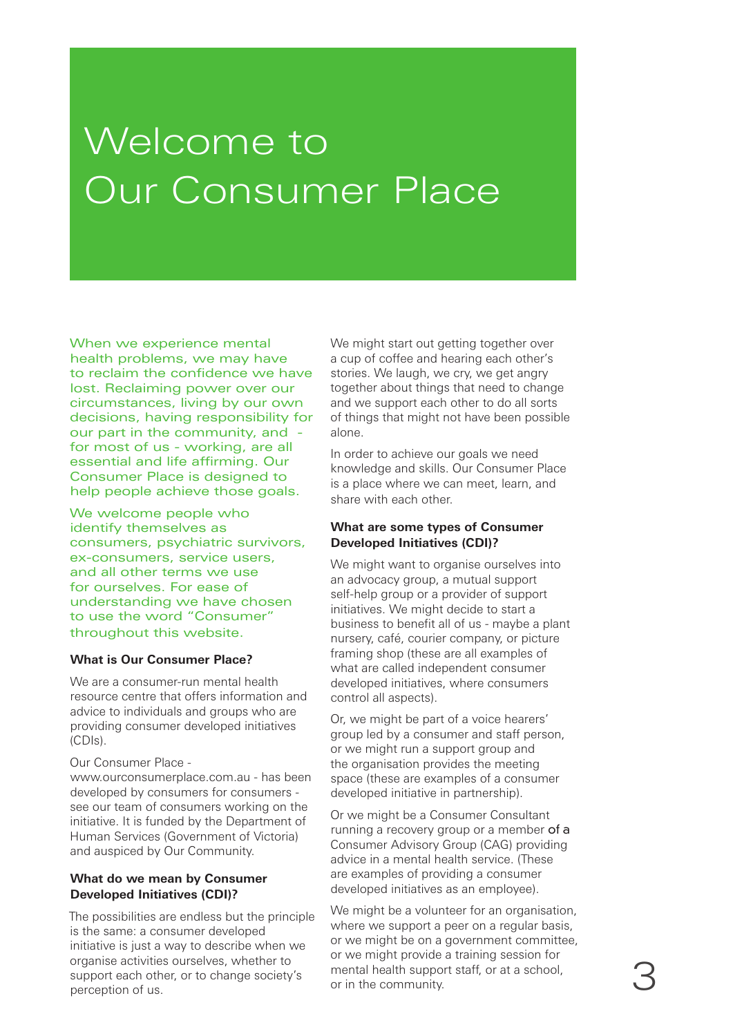# Welcome to Our Consumer Place

When we experience mental health problems, we may have to reclaim the confidence we have lost. Reclaiming power over our circumstances, living by our own decisions, having responsibility for our part in the community, and - for most of us - working, are all essential and life affirming. Our Consumer Place is designed to help people achieve those goals.

We welcome people who identify themselves as consumers, psychiatric survivors, ex-consumers, service users, and all other terms we use for ourselves. For ease of understanding we have chosen to use the word "Consumer" throughout this website.

**What is Our Consumer Place?**

We are a consumer-run mental health resource centre that offers information and advice to individuals and groups who are providing consumer developed initiatives (CDIs).

Our Consumer Place - www.ourconsumerplace.com.au - has been developed by consumers for consumers - see our team of consumers working on the initiative. It is funded by the Department of Human Services (Government of Victoria) and auspiced by Our Community.

**What do we mean by Consumer Developed Initiatives (CDI)?**

The possibilities are endless but the principle is the same: a consumer developed initiative is just a way to describe when we organise activities ourselves, whether to support each other, or to change society's perception of us.

We might start out getting together over a cup of coffee and hearing each other's stories. We laugh, we cry, we get angry together about things that need to change and we support each other to do all sorts of things that might not have been possible alone.

In order to achieve our goals we need knowledge and skills. Our Consumer Place is a place where we can meet, learn, and share with each other.

**What are some types of Consumer Developed Initiatives (CDI)?**

We might want to organise ourselves into an advocacy group, a mutual support self-help group or a provider of support initiatives. We might decide to start a business to benefit all of us - maybe a plant nursery, café, courier company, or picture framing shop (these are all examples of what are called independent consumer developed initiatives, where consumers control all aspects).

Or, we might be part of a voice hearers' group led by a consumer and staff person, or we might run a support group and the organisation provides the meeting space (these are examples of a consumer developed initiative in partnership).

Or we might be a Consumer Consultant running a recovery group or a member of a Consumer Advisory Group (CAG) providing advice in a mental health service. (These are examples of providing a consumer developed initiatives as an employee).

We might be a volunteer for an organisation, where we support a peer on a regular basis, or we might be on a government committee, or we might provide a training session for mental health support staff, or at a school, or in the community.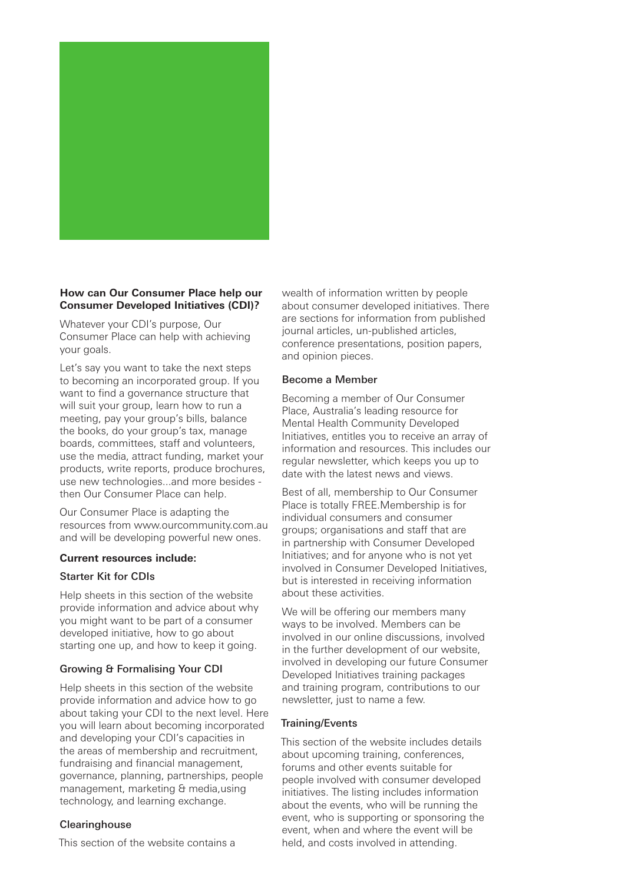## How can Our Consumer Place help our Consumer Developed Initiatives (CDI)?

Whatever your CDI's purpose, Our Consumer Place can help with achieving your goals.

Let's say you want to take the next steps to becoming an incorporated group. If you want to find a governance structure that will suit your group, learn how to run a meeting, pay your group's bills, balance the books, do your group's tax, manage boards, committees, staff and volunteers, use the media, attract funding, market your products, write reports, produce brochures, use new technologies...and more besides - then Our Consumer Place can help.

Our Consumer Place is adapting the resources from www.ourcommunity.com.au and will be developing powerful new ones.

**Current resources include:**

### Starter Kit for CDIs

Help sheets in this section of the website provide information and advice about why you might want to be part of a consumer developed initiative, how to go about starting one up, and how to keep it going.

### Growing & Formalising Your CDI

Help sheets in this section of the website provide information and advice how to go about taking your CDI to the next level. Here you will learn about becoming incorporated and developing your CDI's capacities in the areas of membership and recruitment, fundraising and financial management, governance, planning, partnerships, people management, marketing & media,using technology, and learning exchange.

### Clearinghouse

This section of the website contains a wealth of information written by people about consumer developed initiatives. There are sections for information from published journal articles, un-published articles, conference presentations, position papers, and opinion pieces.

### Become a Member

Becoming a member of Our Consumer Place, Australia's leading resource for Mental Health Community Developed Initiatives, entitles you to receive an array of information and resources. This includes our regular newsletter, which keeps you up to date with the latest news and views.

Best of all, membership to Our Consumer Place is totally FREE.Membership is for individual consumers and consumer groups; organisations and staff that are in partnership with Consumer Developed Initiatives; and for anyone who is not yet involved in Consumer Developed Initiatives, but is interested in receiving information about these activities.

We will be offering our members many ways to be involved. Members can be involved in our online discussions, involved in the further development of our website, involved in developing our future Consumer Developed Initiatives training packages and training program, contributions to our newsletter, just to name a few.

### Training/Events

This section of the website includes details about upcoming training, conferences, forums and other events suitable for people involved with consumer developed initiatives. The listing includes information about the events, who will be running the event, who is supporting or sponsoring the event, when and where the event will be held, and costs involved in attending.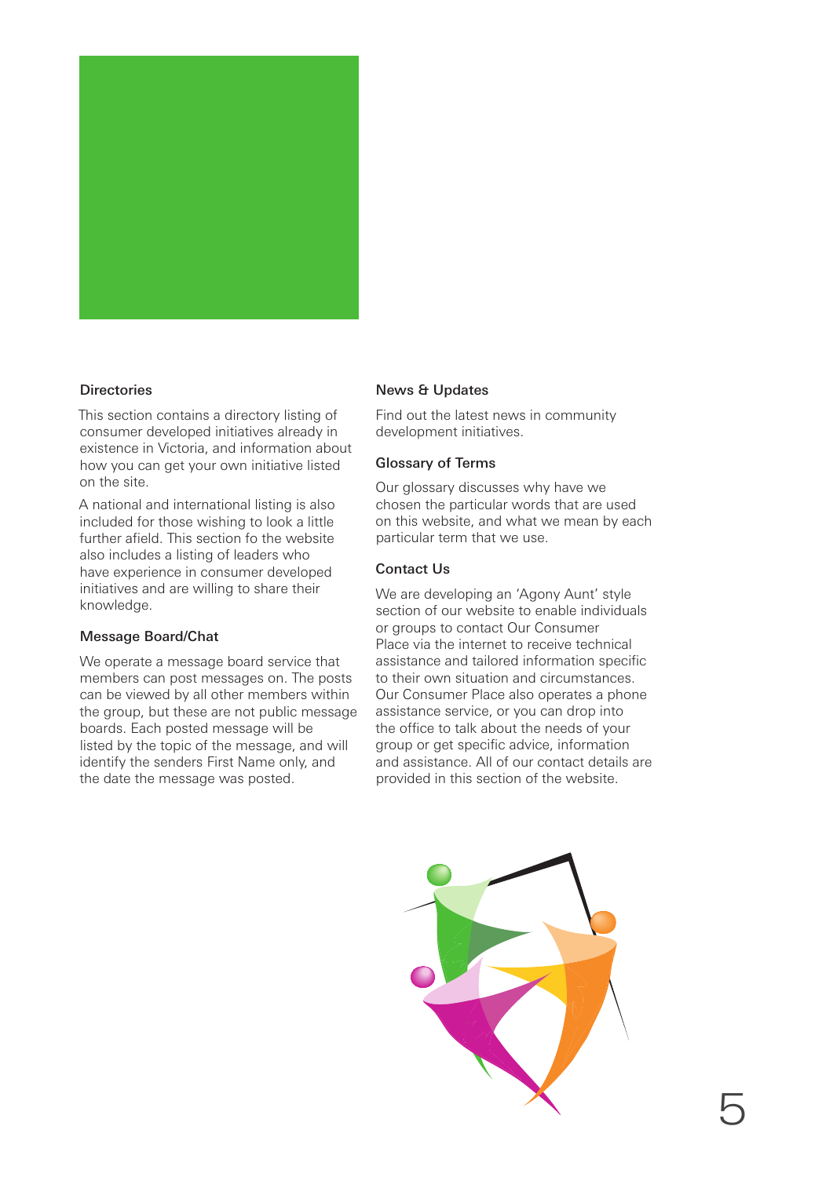### Directories

This section contains a directory listing of consumer developed initiatives already in existence in Victoria, and information about how you can get your own initiative listed on the site.

A national and international listing is also included for those wishing to look a little further afield. This section fo the website also includes a listing of leaders who have experience in consumer developed initiatives and are willing to share their knowledge.

### Message Board/Chat

We operate a message board service that members can post messages on. The posts can be viewed by all other members within the group, but these are not public message boards. Each posted message will be listed by the topic of the message, and will identify the senders First Name only, and the date the message was posted.

### News & Updates

Find out the latest news in community development initiatives.

### Glossary of Terms

Our glossary discusses why have we chosen the particular words that are used on this website, and what we mean by each particular term that we use.

### Contact Us

We are developing an 'Agony Aunt' style section of our website to enable individuals or groups to contact Our Consumer Place via the internet to receive technical assistance and tailored information specific to their own situation and circumstances. Our Consumer Place also operates a phone assistance service, or you can drop into the office to talk about the needs of your group or get specific advice, information and assistance. All of our contact details are provided in this section of the website.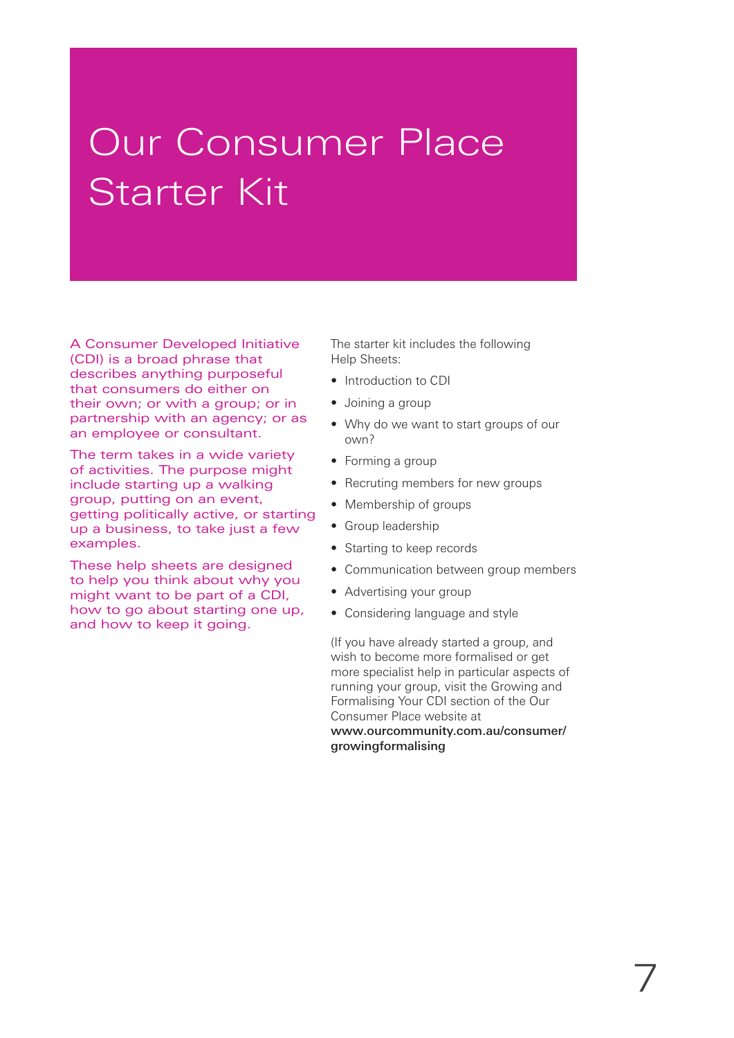# Our Consumer Place Starter Kit

A Consumer Developed Initiative (CDI) is a broad phrase that describes anything purposeful that consumers do either on their own; or with a group; or in partnership with an agency; or as an employee or consultant.

The term takes in a wide variety of activities. The purpose might include starting up a walking group, putting on an event, getting politically active, or starting up a business, to take just a few examples.

These help sheets are designed to help you think about why you might want to be part of a CDI, how to go about starting one up, and how to keep it going.

The starter kit includes the following Help Sheets:

- Introduction to CDI
- Joining a group
- Why do we want to start groups of our own?
- Forming a group
- Recruting members for new groups
- Membership of groups
- Group leadership
- Starting to keep records
- Communication between group members
- Advertising your group
- Considering language and style

(If you have already started a group, and wish to become more formalised or get more specialist help in particular aspects of running your group, visit the Growing and Formalising Your CDI section of the Our Consumer Place website at **www.ourcommunity.com.au/consumer/growingformalising**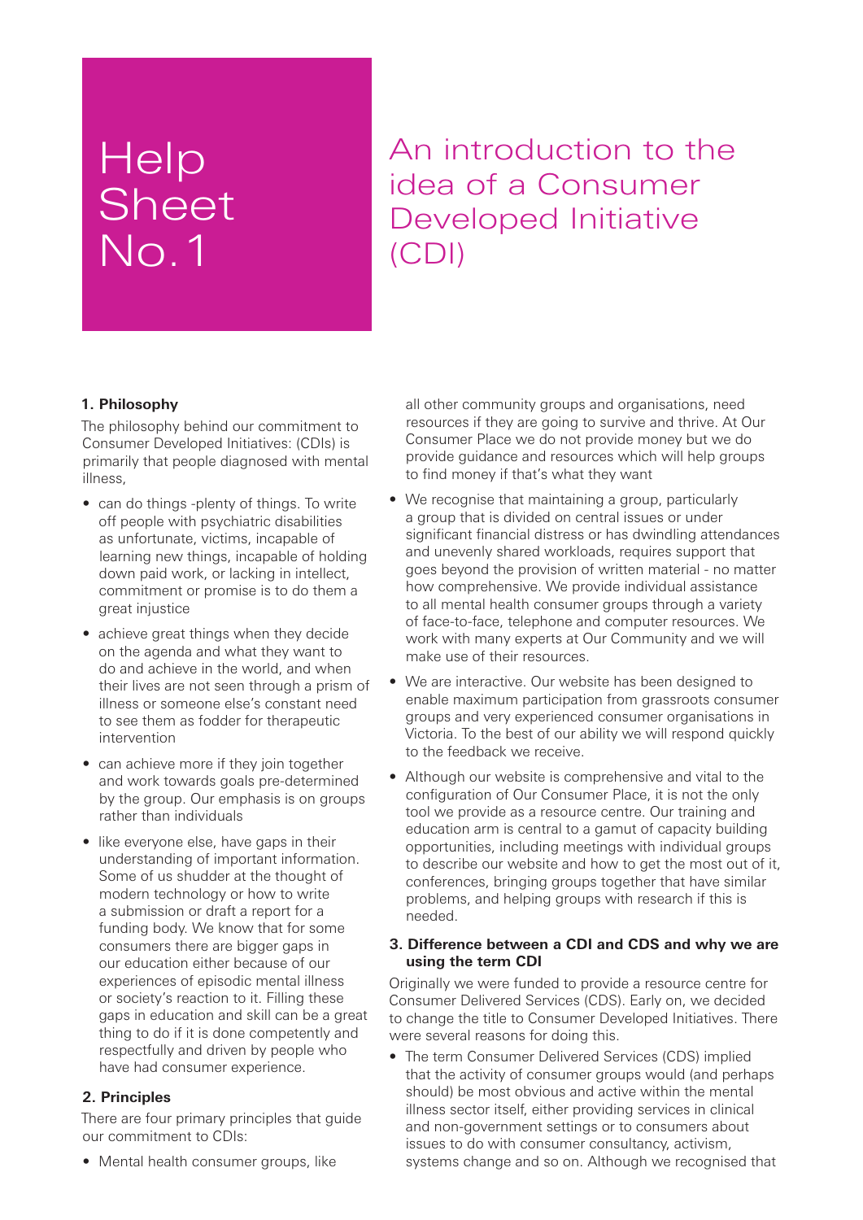# Help Sheet No. 1

# An introduction to the idea of a Consumer Developed Initiative (CDI)

### 1. Philosophy

The philosophy behind our commitment to Consumer Developed Initiatives: (CDIs) is primarily that people diagnosed with mental illness,

- can do things -plenty of things. To write off people with psychiatric disabilities as unfortunate, victims, incapable of learning new things, incapable of holding down paid work, or lacking in intellect, commitment or promise is to do them a great injustice
- achieve great things when they decide on the agenda and what they want to do and achieve in the world, and when their lives are not seen through a prism of illness or someone else's constant need to see them as fodder for therapeutic intervention
- can achieve more if they join together and work towards goals pre-determined by the group. Our emphasis is on groups rather than individuals
- like everyone else, have gaps in their understanding of important information. Some of us shudder at the thought of modern technology or how to write a submission or draft a report for a funding body. We know that for some consumers there are bigger gaps in our education either because of our experiences of episodic mental illness or society's reaction to it. Filling these gaps in education and skill can be a great thing to do if it is done competently and respectfully and driven by people who have had consumer experience.

### 2. Principles

There are four primary principles that guide our commitment to CDIs:

- Mental health consumer groups, like all other community groups and organisations, need resources if they are going to survive and thrive. At Our Consumer Place we do not provide money but we do provide guidance and resources which will help groups to find money if that's what they want
- We recognise that maintaining a group, particularly a group that is divided on central issues or under significant financial distress or has dwindling attendances and unevenly shared workloads, requires support that goes beyond the provision of written material - no matter how comprehensive. We provide individual assistance to all mental health consumer groups through a variety of face-to-face, telephone and computer resources. We work with many experts at Our Community and we will make use of their resources.
- We are interactive. Our website has been designed to enable maximum participation from grassroots consumer groups and very experienced consumer organisations in Victoria. To the best of our ability we will respond quickly to the feedback we receive.
- Although our website is comprehensive and vital to the configuration of Our Consumer Place, it is not the only tool we provide as a resource centre. Our training and education arm is central to a gamut of capacity building opportunities, including meetings with individual groups to describe our website and how to get the most out of it, conferences, bringing groups together that have similar problems, and helping groups with research if this is needed.

### 3. Difference between a CDI and CDS and why we are using the term CDI

Originally we were funded to provide a resource centre for Consumer Delivered Services (CDS). Early on, we decided to change the title to Consumer Developed Initiatives. There were several reasons for doing this.

- The term Consumer Delivered Services (CDS) implied that the activity of consumer groups would (and perhaps should) be most obvious and active within the mental illness sector itself, either providing services in clinical and non-government settings or to consumers about issues to do with consumer consultancy, activism, systems change and so on. Although we recognised that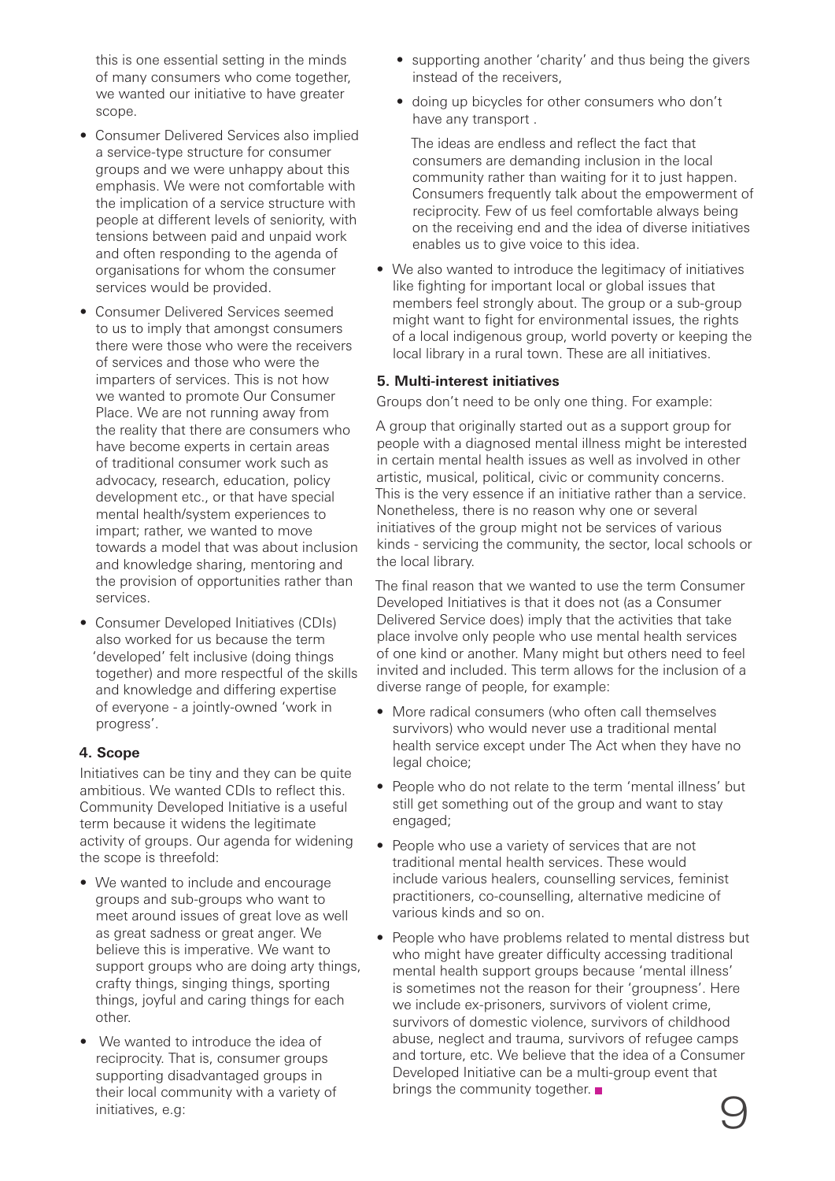this is one essential setting in the minds of many consumers who come together, we wanted our initiative to have greater scope.

- Consumer Delivered Services also implied a service-type structure for consumer groups and we were unhappy about this emphasis. We were not comfortable with the implication of a service structure with people at different levels of seniority, with tensions between paid and unpaid work and often responding to the agenda of organisations for whom the consumer services would be provided.
- Consumer Delivered Services seemed to us to imply that amongst consumers there were those who were the receivers of services and those who were the imparters of services. This is not how we wanted to promote Our Consumer Place. We are not running away from the reality that there are consumers who have become experts in certain areas of traditional consumer work such as advocacy, research, education, policy development etc., or that have special mental health/system experiences to impart; rather, we wanted to move towards a model that was about inclusion and knowledge sharing, mentoring and the provision of opportunities rather than services.
- Consumer Developed Initiatives (CDIs) also worked for us because the term 'developed' felt inclusive (doing things together) and more respectful of the skills and knowledge and differing expertise of everyone - a jointly-owned 'work in progress'.

#### 4. Scope

Initiatives can be tiny and they can be quite ambitious. We wanted CDIs to reflect this. Community Developed Initiative is a useful term because it widens the legitimate activity of groups. Our agenda for widening the scope is threefold:

- We wanted to include and encourage groups and sub-groups who want to meet around issues of great love as well as great sadness or great anger. We believe this is imperative. We want to support groups who are doing arty things, crafty things, singing things, sporting things, joyful and caring things for each other.
- We wanted to introduce the idea of reciprocity. That is, consumer groups supporting disadvantaged groups in their local community with a variety of initiatives, e.g:
  - supporting another 'charity' and thus being the givers instead of the receivers,
  - doing up bicycles for other consumers who don't have any transport .

  The ideas are endless and reflect the fact that consumers are demanding inclusion in the local community rather than waiting for it to just happen. Consumers frequently talk about the empowerment of reciprocity. Few of us feel comfortable always being on the receiving end and the idea of diverse initiatives enables us to give voice to this idea.
- We also wanted to introduce the legitimacy of initiatives like fighting for important local or global issues that members feel strongly about. The group or a sub-group might want to fight for environmental issues, the rights of a local indigenous group, world poverty or keeping the local library in a rural town. These are all initiatives.

#### 5. Multi-interest initiatives

Groups don't need to be only one thing. For example:

A group that originally started out as a support group for people with a diagnosed mental illness might be interested in certain mental health issues as well as involved in other artistic, musical, political, civic or community concerns. This is the very essence if an initiative rather than a service. Nonetheless, there is no reason why one or several initiatives of the group might not be services of various kinds - servicing the community, the sector, local schools or the local library.

The final reason that we wanted to use the term Consumer Developed Initiatives is that it does not (as a Consumer Delivered Service does) imply that the activities that take place involve only people who use mental health services of one kind or another. Many might but others need to feel invited and included. This term allows for the inclusion of a diverse range of people, for example:

- More radical consumers (who often call themselves survivors) who would never use a traditional mental health service except under The Act when they have no legal choice;
- People who do not relate to the term 'mental illness' but still get something out of the group and want to stay engaged;
- People who use a variety of services that are not traditional mental health services. These would include various healers, counselling services, feminist practitioners, co-counselling, alternative medicine of various kinds and so on.
- People who have problems related to mental distress but who might have greater difficulty accessing traditional mental health support groups because 'mental illness' is sometimes not the reason for their 'groupness'. Here we include ex-prisoners, survivors of violent crime, survivors of domestic violence, survivors of childhood abuse, neglect and trauma, survivors of refugee camps and torture, etc. We believe that the idea of a Consumer Developed Initiative can be a multi-group event that brings the community together.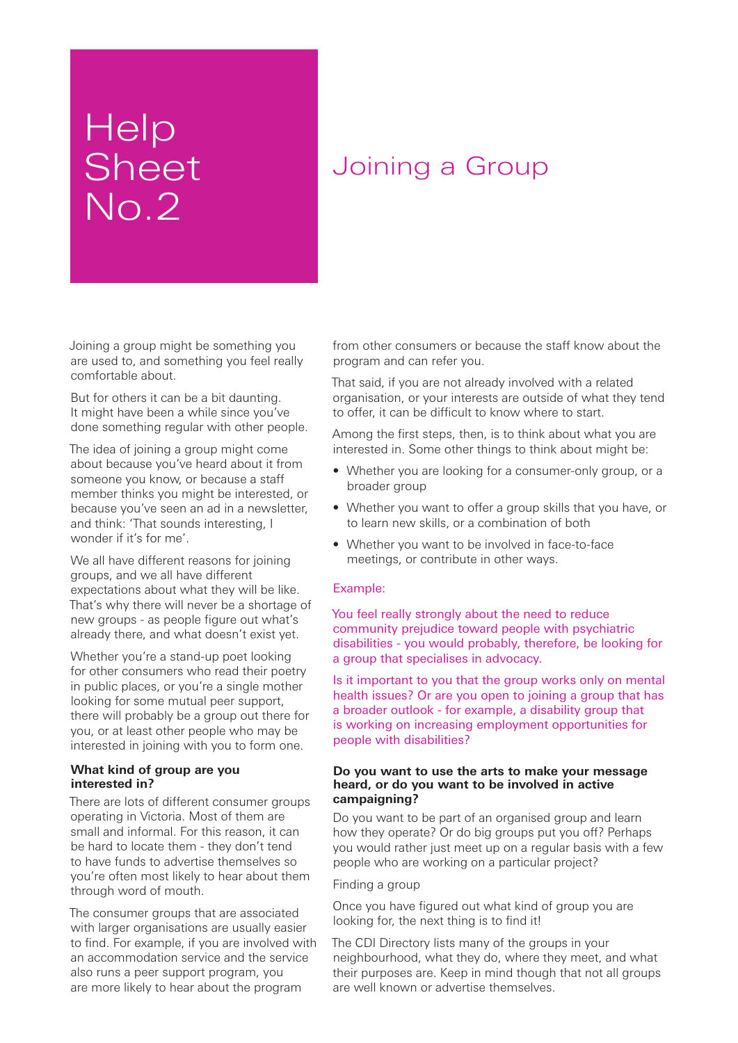# Help Sheet No.2

## Joining a Group

Joining a group might be something you are used to, and something you feel really comfortable about.

But for others it can be a bit daunting. It might have been a while since you've done something regular with other people.

The idea of joining a group might come about because you've heard about it from someone you know, or because a staff member thinks you might be interested, or because you've seen an ad in a newsletter, and think: 'That sounds interesting, I wonder if it's for me'.

We all have different reasons for joining groups, and we all have different expectations about what they will be like. That's why there will never be a shortage of new groups - as people figure out what's already there, and what doesn't exist yet.

Whether you're a stand-up poet looking for other consumers who read their poetry in public places, or you're a single mother looking for some mutual peer support, there will probably be a group out there for you, or at least other people who may be interested in joining with you to form one.

### What kind of group are you interested in?

There are lots of different consumer groups operating in Victoria. Most of them are small and informal. For this reason, it can be hard to locate them - they don't tend to have funds to advertise themselves so you're often most likely to hear about them through word of mouth.

The consumer groups that are associated with larger organisations are usually easier to find. For example, if you are involved with an accommodation service and the service also runs a peer support program, you are more likely to hear about the program from other consumers or because the staff know about the program and can refer you.

That said, if you are not already involved with a related organisation, or your interests are outside of what they tend to offer, it can be difficult to know where to start.

Among the first steps, then, is to think about what you are interested in. Some other things to think about might be:

- Whether you are looking for a consumer-only group, or a broader group
- Whether you want to offer a group skills that you have, or to learn new skills, or a combination of both
- Whether you want to be involved in face-to-face meetings, or contribute in other ways.

Example:

You feel really strongly about the need to reduce community prejudice toward people with psychiatric disabilities - you would probably, therefore, be looking for a group that specialises in advocacy.

Is it important to you that the group works only on mental health issues? Or are you open to joining a group that has a broader outlook - for example, a disability group that is working on increasing employment opportunities for people with disabilities?

### Do you want to use the arts to make your message heard, or do you want to be involved in active campaigning?

Do you want to be part of an organised group and learn how they operate? Or do big groups put you off? Perhaps you would rather just meet up on a regular basis with a few people who are working on a particular project?

Finding a group

Once you have figured out what kind of group you are looking for, the next thing is to find it!

The CDI Directory lists many of the groups in your neighbourhood, what they do, where they meet, and what their purposes are. Keep in mind though that not all groups are well known or advertise themselves.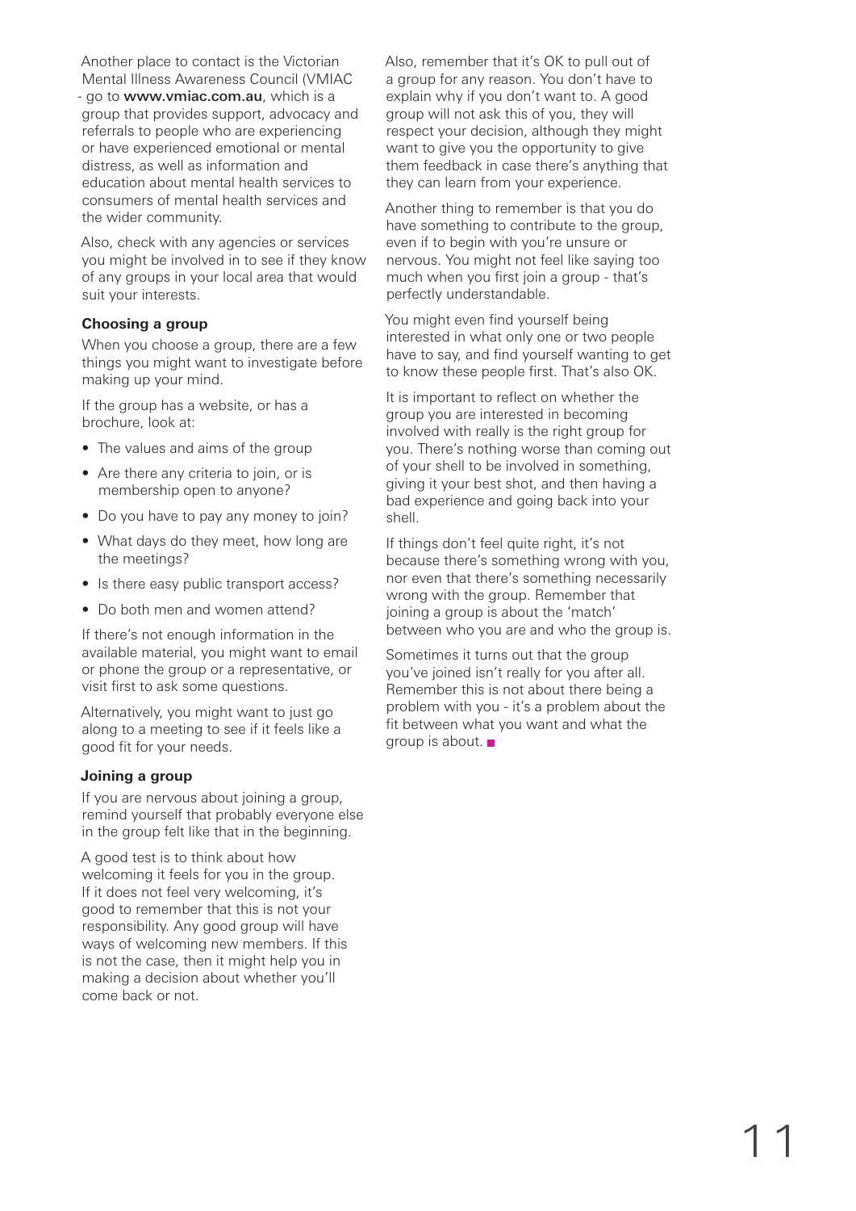Another place to contact is the Victorian Mental Illness Awareness Council (VMIAC - go to **www.vmiac.com.au**, which is a group that provides support, advocacy and referrals to people who are experiencing or have experienced emotional or mental distress, as well as information and education about mental health services to consumers of mental health services and the wider community.

Also, check with any agencies or services you might be involved in to see if they know of any groups in your local area that would suit your interests.

### Choosing a group

When you choose a group, there are a few things you might want to investigate before making up your mind.

If the group has a website, or has a brochure, look at:

- The values and aims of the group
- Are there any criteria to join, or is membership open to anyone?
- Do you have to pay any money to join?
- What days do they meet, how long are the meetings?
- Is there easy public transport access?
- Do both men and women attend?

If there's not enough information in the available material, you might want to email or phone the group or a representative, or visit first to ask some questions.

Alternatively, you might want to just go along to a meeting to see if it feels like a good fit for your needs.

### Joining a group

If you are nervous about joining a group, remind yourself that probably everyone else in the group felt like that in the beginning.

A good test is to think about how welcoming it feels for you in the group. If it does not feel very welcoming, it's good to remember that this is not your responsibility. Any good group will have ways of welcoming new members. If this is not the case, then it might help you in making a decision about whether you'll come back or not.

Also, remember that it's OK to pull out of a group for any reason. You don't have to explain why if you don't want to. A good group will not ask this of you, they will respect your decision, although they might want to give you the opportunity to give them feedback in case there's anything that they can learn from your experience.

Another thing to remember is that you do have something to contribute to the group, even if to begin with you're unsure or nervous. You might not feel like saying too much when you first join a group - that's perfectly understandable.

You might even find yourself being interested in what only one or two people have to say, and find yourself wanting to get to know these people first. That's also OK.

It is important to reflect on whether the group you are interested in becoming involved with really is the right group for you. There's nothing worse than coming out of your shell to be involved in something, giving it your best shot, and then having a bad experience and going back into your shell.

If things don't feel quite right, it's not because there's something wrong with you, nor even that there's something necessarily wrong with the group. Remember that joining a group is about the 'match' between who you are and who the group is.

Sometimes it turns out that the group you've joined isn't really for you after all. Remember this is not about there being a problem with you - it's a problem about the fit between what you want and what the group is about. ■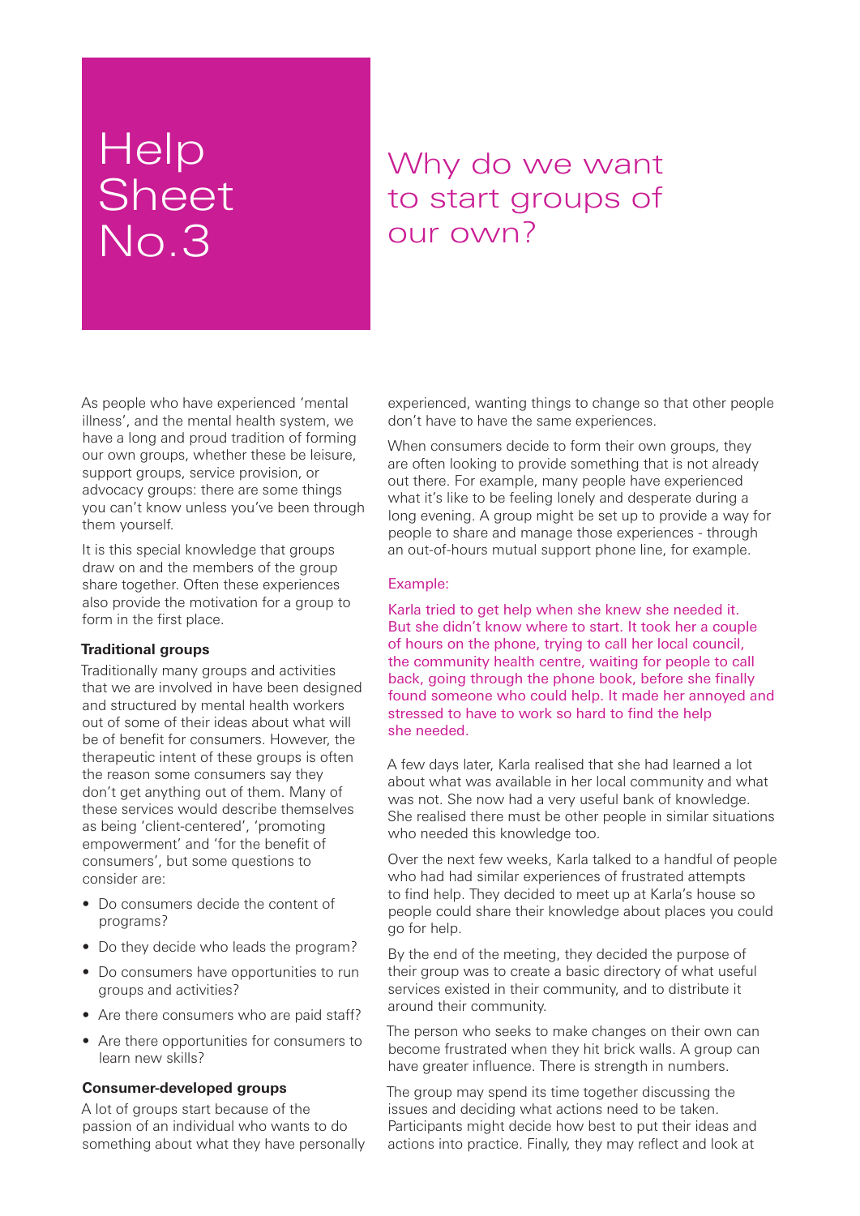# Help Sheet No.3

## Why do we want to start groups of our own?

As people who have experienced 'mental illness', and the mental health system, we have a long and proud tradition of forming our own groups, whether these be leisure, support groups, service provision, or advocacy groups: there are some things you can't know unless you've been through them yourself.

It is this special knowledge that groups draw on and the members of the group share together. Often these experiences also provide the motivation for a group to form in the first place.

### Traditional groups

Traditionally many groups and activities that we are involved in have been designed and structured by mental health workers out of some of their ideas about what will be of benefit for consumers. However, the therapeutic intent of these groups is often the reason some consumers say they don't get anything out of them. Many of these services would describe themselves as being 'client-centered', 'promoting empowerment' and 'for the benefit of consumers', but some questions to consider are:

- Do consumers decide the content of programs?
- Do they decide who leads the program?
- Do consumers have opportunities to run groups and activities?
- Are there consumers who are paid staff?
- Are there opportunities for consumers to learn new skills?

### Consumer-developed groups

A lot of groups start because of the passion of an individual who wants to do something about what they have personally experienced, wanting things to change so that other people don't have to have the same experiences.

When consumers decide to form their own groups, they are often looking to provide something that is not already out there. For example, many people have experienced what it's like to be feeling lonely and desperate during a long evening. A group might be set up to provide a way for people to share and manage those experiences - through an out-of-hours mutual support phone line, for example.

Example:

Karla tried to get help when she knew she needed it. But she didn't know where to start. It took her a couple of hours on the phone, trying to call her local council, the community health centre, waiting for people to call back, going through the phone book, before she finally found someone who could help. It made her annoyed and stressed to have to work so hard to find the help she needed.

A few days later, Karla realised that she had learned a lot about what was available in her local community and what was not. She now had a very useful bank of knowledge. She realised there must be other people in similar situations who needed this knowledge too.

Over the next few weeks, Karla talked to a handful of people who had had similar experiences of frustrated attempts to find help. They decided to meet up at Karla's house so people could share their knowledge about places you could go for help.

By the end of the meeting, they decided the purpose of their group was to create a basic directory of what useful services existed in their community, and to distribute it around their community.

The person who seeks to make changes on their own can become frustrated when they hit brick walls. A group can have greater influence. There is strength in numbers.

The group may spend its time together discussing the issues and deciding what actions need to be taken. Participants might decide how best to put their ideas and actions into practice. Finally, they may reflect and look at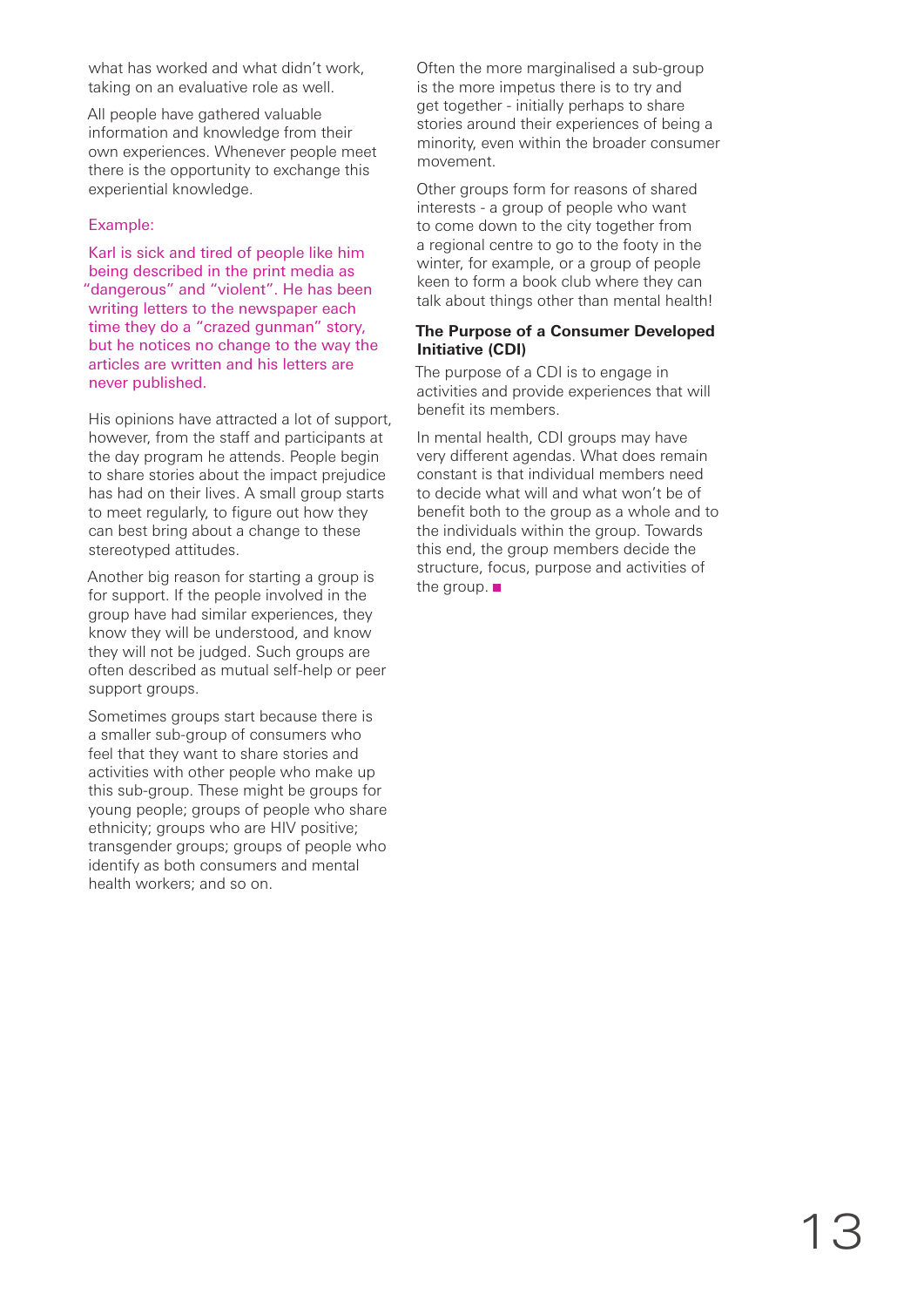what has worked and what didn't work, taking on an evaluative role as well.

All people have gathered valuable information and knowledge from their own experiences. Whenever people meet there is the opportunity to exchange this experiential knowledge.

Example:

Karl is sick and tired of people like him being described in the print media as "dangerous" and "violent". He has been writing letters to the newspaper each time they do a "crazed gunman" story, but he notices no change to the way the articles are written and his letters are never published.

His opinions have attracted a lot of support, however, from the staff and participants at the day program he attends. People begin to share stories about the impact prejudice has had on their lives. A small group starts to meet regularly, to figure out how they can best bring about a change to these stereotyped attitudes.

Another big reason for starting a group is for support. If the people involved in the group have had similar experiences, they know they will be understood, and know they will not be judged. Such groups are often described as mutual self-help or peer support groups.

Sometimes groups start because there is a smaller sub-group of consumers who feel that they want to share stories and activities with other people who make up this sub-group. These might be groups for young people; groups of people who share ethnicity; groups who are HIV positive; transgender groups; groups of people who identify as both consumers and mental health workers; and so on.

Often the more marginalised a sub-group is the more impetus there is to try and get together - initially perhaps to share stories around their experiences of being a minority, even within the broader consumer movement.

Other groups form for reasons of shared interests - a group of people who want to come down to the city together from a regional centre to go to the footy in the winter, for example, or a group of people keen to form a book club where they can talk about things other than mental health!

**The Purpose of a Consumer Developed Initiative (CDI)**

The purpose of a CDI is to engage in activities and provide experiences that will benefit its members.

In mental health, CDI groups may have very different agendas. What does remain constant is that individual members need to decide what will and what won't be of benefit both to the group as a whole and to the individuals within the group. Towards this end, the group members decide the structure, focus, purpose and activities of the group. ■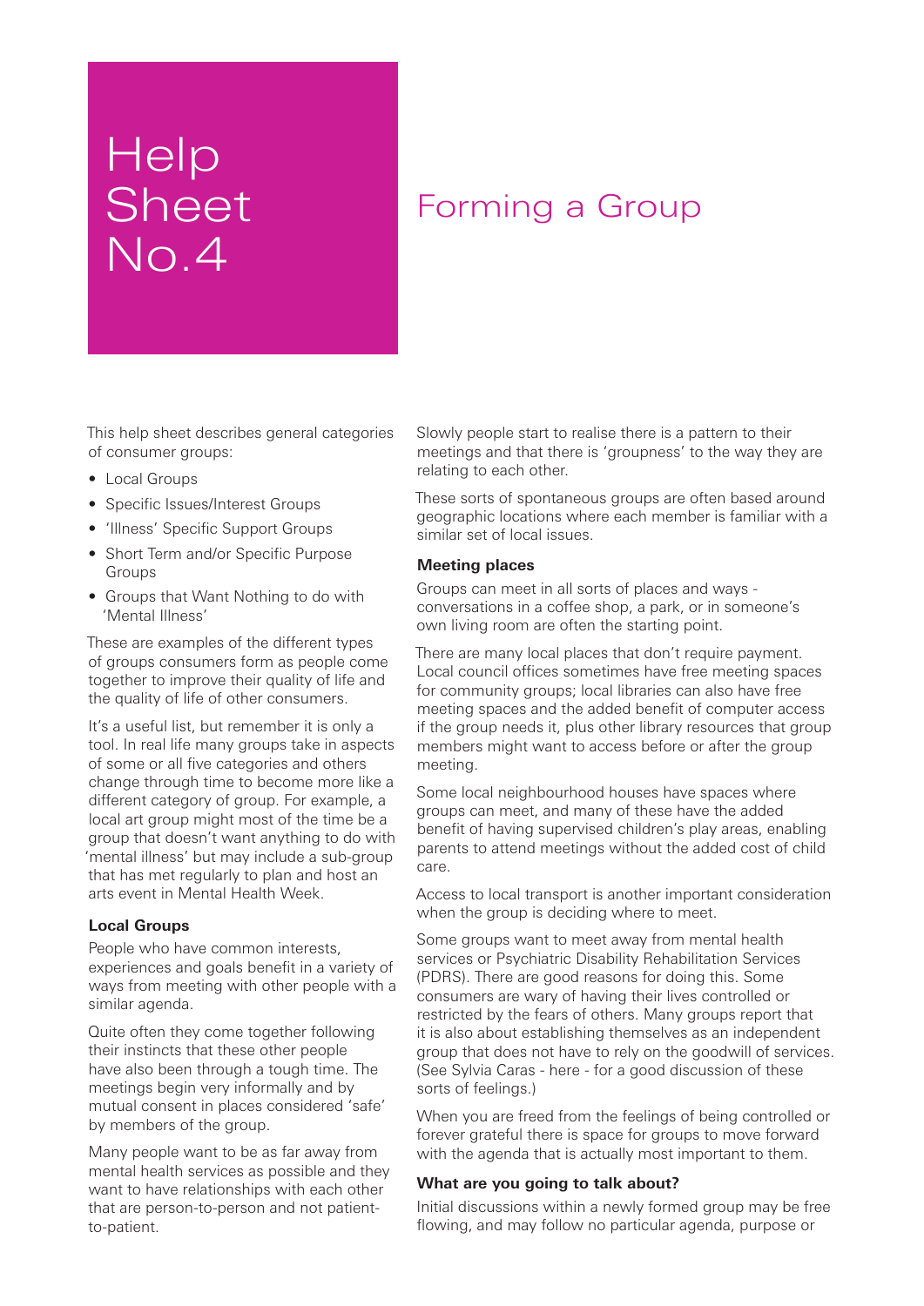# Help Sheet No.4

## Forming a Group

This help sheet describes general categories of consumer groups:

- Local Groups
- Specific Issues/Interest Groups
- 'Illness' Specific Support Groups
- Short Term and/or Specific Purpose Groups
- Groups that Want Nothing to do with 'Mental Illness'

These are examples of the different types of groups consumers form as people come together to improve their quality of life and the quality of life of other consumers.

It's a useful list, but remember it is only a tool. In real life many groups take in aspects of some or all five categories and others change through time to become more like a different category of group. For example, a local art group might most of the time be a group that doesn't want anything to do with 'mental illness' but may include a sub-group that has met regularly to plan and host an arts event in Mental Health Week.

### Local Groups

People who have common interests, experiences and goals benefit in a variety of ways from meeting with other people with a similar agenda.

Quite often they come together following their instincts that these other people have also been through a tough time. The meetings begin very informally and by mutual consent in places considered 'safe' by members of the group.

Many people want to be as far away from mental health services as possible and they want to have relationships with each other that are person-to-person and not patient-to-patient.

Slowly people start to realise there is a pattern to their meetings and that there is 'groupness' to the way they are relating to each other.

These sorts of spontaneous groups are often based around geographic locations where each member is familiar with a similar set of local issues.

### Meeting places

Groups can meet in all sorts of places and ways - conversations in a coffee shop, a park, or in someone's own living room are often the starting point.

There are many local places that don't require payment. Local council offices sometimes have free meeting spaces for community groups; local libraries can also have free meeting spaces and the added benefit of computer access if the group needs it, plus other library resources that group members might want to access before or after the group meeting.

Some local neighbourhood houses have spaces where groups can meet, and many of these have the added benefit of having supervised children's play areas, enabling parents to attend meetings without the added cost of child care.

Access to local transport is another important consideration when the group is deciding where to meet.

Some groups want to meet away from mental health services or Psychiatric Disability Rehabilitation Services (PDRS). There are good reasons for doing this. Some consumers are wary of having their lives controlled or restricted by the fears of others. Many groups report that it is also about establishing themselves as an independent group that does not have to rely on the goodwill of services. (See Sylvia Caras - here - for a good discussion of these sorts of feelings.)

When you are freed from the feelings of being controlled or forever grateful there is space for groups to move forward with the agenda that is actually most important to them.

### What are you going to talk about?

Initial discussions within a newly formed group may be free flowing, and may follow no particular agenda, purpose or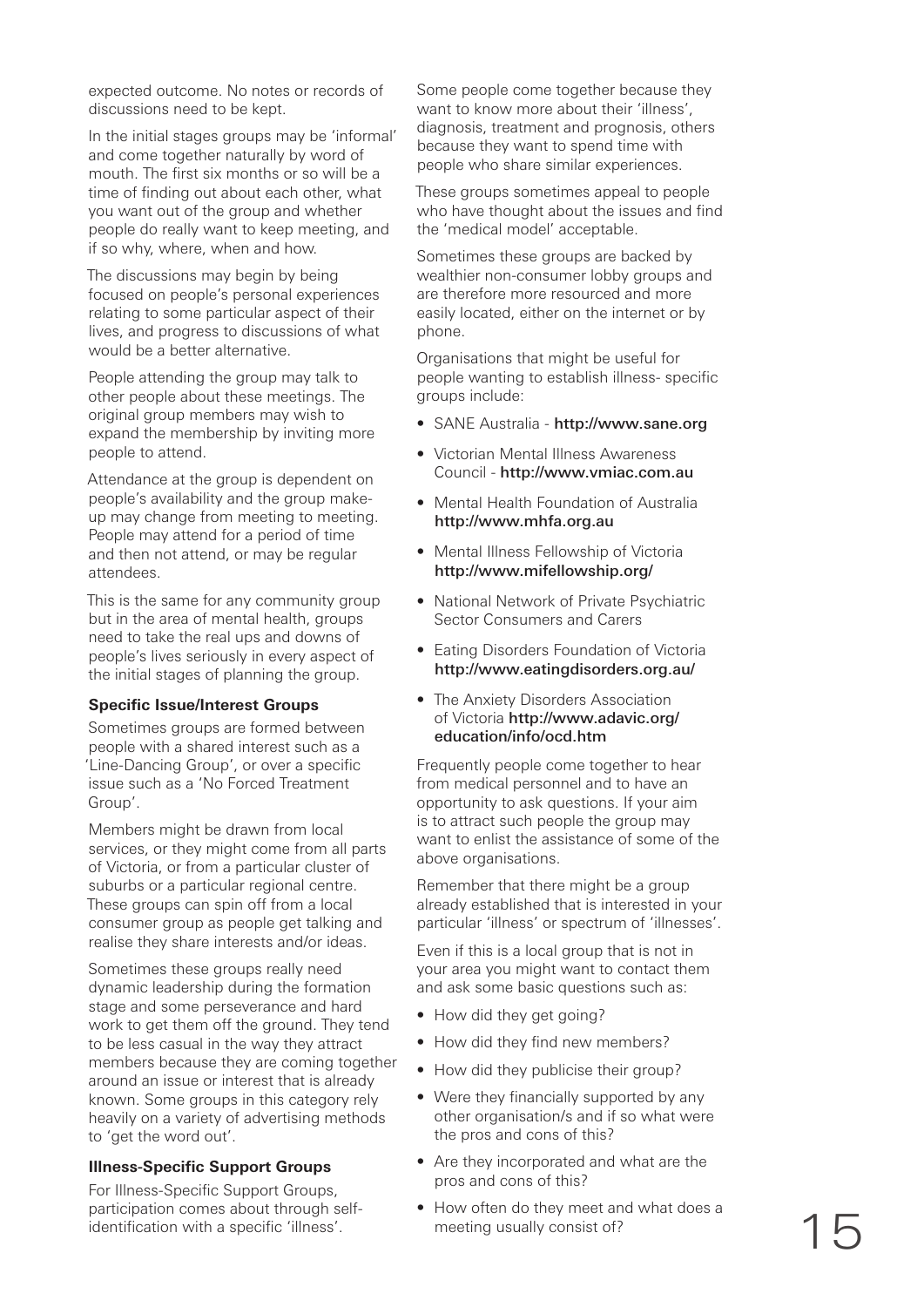expected outcome. No notes or records of discussions need to be kept.

In the initial stages groups may be 'informal' and come together naturally by word of mouth. The first six months or so will be a time of finding out about each other, what you want out of the group and whether people do really want to keep meeting, and if so why, where, when and how.

The discussions may begin by being focused on people's personal experiences relating to some particular aspect of their lives, and progress to discussions of what would be a better alternative.

People attending the group may talk to other people about these meetings. The original group members may wish to expand the membership by inviting more people to attend.

Attendance at the group is dependent on people's availability and the group make-up may change from meeting to meeting. People may attend for a period of time and then not attend, or may be regular attendees.

This is the same for any community group but in the area of mental health, groups need to take the real ups and downs of people's lives seriously in every aspect of the initial stages of planning the group.

**Specific Issue/Interest Groups**

Sometimes groups are formed between people with a shared interest such as a 'Line-Dancing Group', or over a specific issue such as a 'No Forced Treatment Group'.

Members might be drawn from local services, or they might come from all parts of Victoria, or from a particular cluster of suburbs or a particular regional centre. These groups can spin off from a local consumer group as people get talking and realise they share interests and/or ideas.

Sometimes these groups really need dynamic leadership during the formation stage and some perseverance and hard work to get them off the ground. They tend to be less casual in the way they attract members because they are coming together around an issue or interest that is already known. Some groups in this category rely heavily on a variety of advertising methods to 'get the word out'.

**Illness-Specific Support Groups**

For Illness-Specific Support Groups, participation comes about through self-identification with a specific 'illness'.

Some people come together because they want to know more about their 'illness', diagnosis, treatment and prognosis, others because they want to spend time with people who share similar experiences.

These groups sometimes appeal to people who have thought about the issues and find the 'medical model' acceptable.

Sometimes these groups are backed by wealthier non-consumer lobby groups and are therefore more resourced and more easily located, either on the internet or by phone.

Organisations that might be useful for people wanting to establish illness- specific groups include:

- SANE Australia - **http://www.sane.org**
- Victorian Mental Illness Awareness Council - **http://www.vmiac.com.au**
- Mental Health Foundation of Australia **http://www.mhfa.org.au**
- Mental Illness Fellowship of Victoria **http://www.mifellowship.org/**
- National Network of Private Psychiatric Sector Consumers and Carers
- Eating Disorders Foundation of Victoria **http://www.eatingdisorders.org.au/**
- The Anxiety Disorders Association of Victoria **http://www.adavic.org/education/info/ocd.htm**

Frequently people come together to hear from medical personnel and to have an opportunity to ask questions. If your aim is to attract such people the group may want to enlist the assistance of some of the above organisations.

Remember that there might be a group already established that is interested in your particular 'illness' or spectrum of 'illnesses'.

Even if this is a local group that is not in your area you might want to contact them and ask some basic questions such as:

- How did they get going?
- How did they find new members?
- How did they publicise their group?
- Were they financially supported by any other organisation/s and if so what were the pros and cons of this?
- Are they incorporated and what are the pros and cons of this?
- How often do they meet and what does a meeting usually consist of?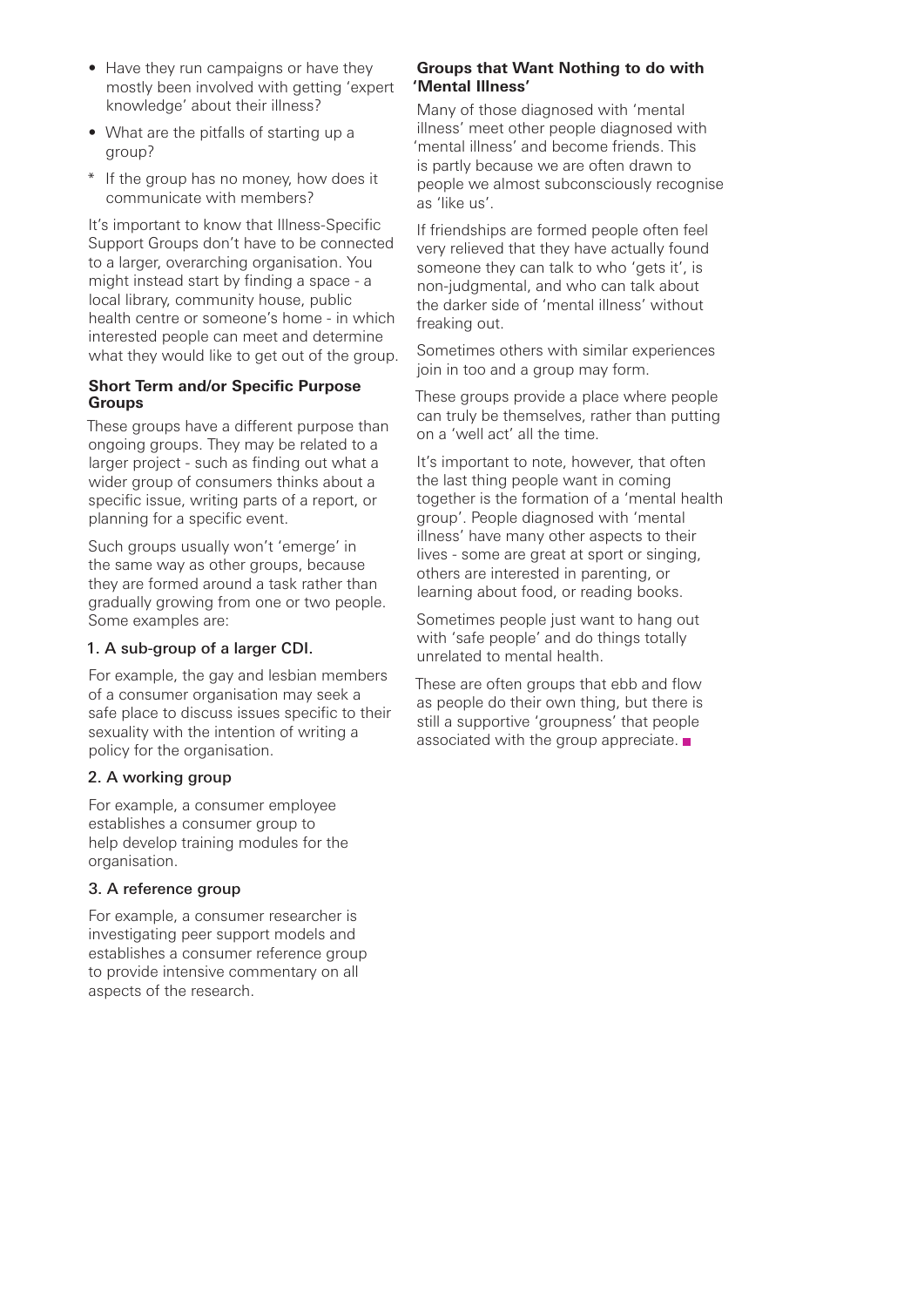- Have they run campaigns or have they mostly been involved with getting 'expert knowledge' about their illness?
- What are the pitfalls of starting up a group?
- If the group has no money, how does it communicate with members?

It's important to know that Illness-Specific Support Groups don't have to be connected to a larger, overarching organisation. You might instead start by finding a space - a local library, community house, public health centre or someone's home - in which interested people can meet and determine what they would like to get out of the group.

### Short Term and/or Specific Purpose Groups

These groups have a different purpose than ongoing groups. They may be related to a larger project - such as finding out what a wider group of consumers thinks about a specific issue, writing parts of a report, or planning for a specific event.

Such groups usually won't 'emerge' in the same way as other groups, because they are formed around a task rather than gradually growing from one or two people. Some examples are:

1. A sub-group of a larger CDI.

For example, the gay and lesbian members of a consumer organisation may seek a safe place to discuss issues specific to their sexuality with the intention of writing a policy for the organisation.

2. A working group

For example, a consumer employee establishes a consumer group to help develop training modules for the organisation.

3. A reference group

For example, a consumer researcher is investigating peer support models and establishes a consumer reference group to provide intensive commentary on all aspects of the research.

### Groups that Want Nothing to do with 'Mental Illness'

Many of those diagnosed with 'mental illness' meet other people diagnosed with 'mental illness' and become friends. This is partly because we are often drawn to people we almost subconsciously recognise as 'like us'.

If friendships are formed people often feel very relieved that they have actually found someone they can talk to who 'gets it', is non-judgmental, and who can talk about the darker side of 'mental illness' without freaking out.

Sometimes others with similar experiences join in too and a group may form.

These groups provide a place where people can truly be themselves, rather than putting on a 'well act' all the time.

It's important to note, however, that often the last thing people want in coming together is the formation of a 'mental health group'. People diagnosed with 'mental illness' have many other aspects to their lives - some are great at sport or singing, others are interested in parenting, or learning about food, or reading books.

Sometimes people just want to hang out with 'safe people' and do things totally unrelated to mental health.

These are often groups that ebb and flow as people do their own thing, but there is still a supportive 'groupness' that people associated with the group appreciate.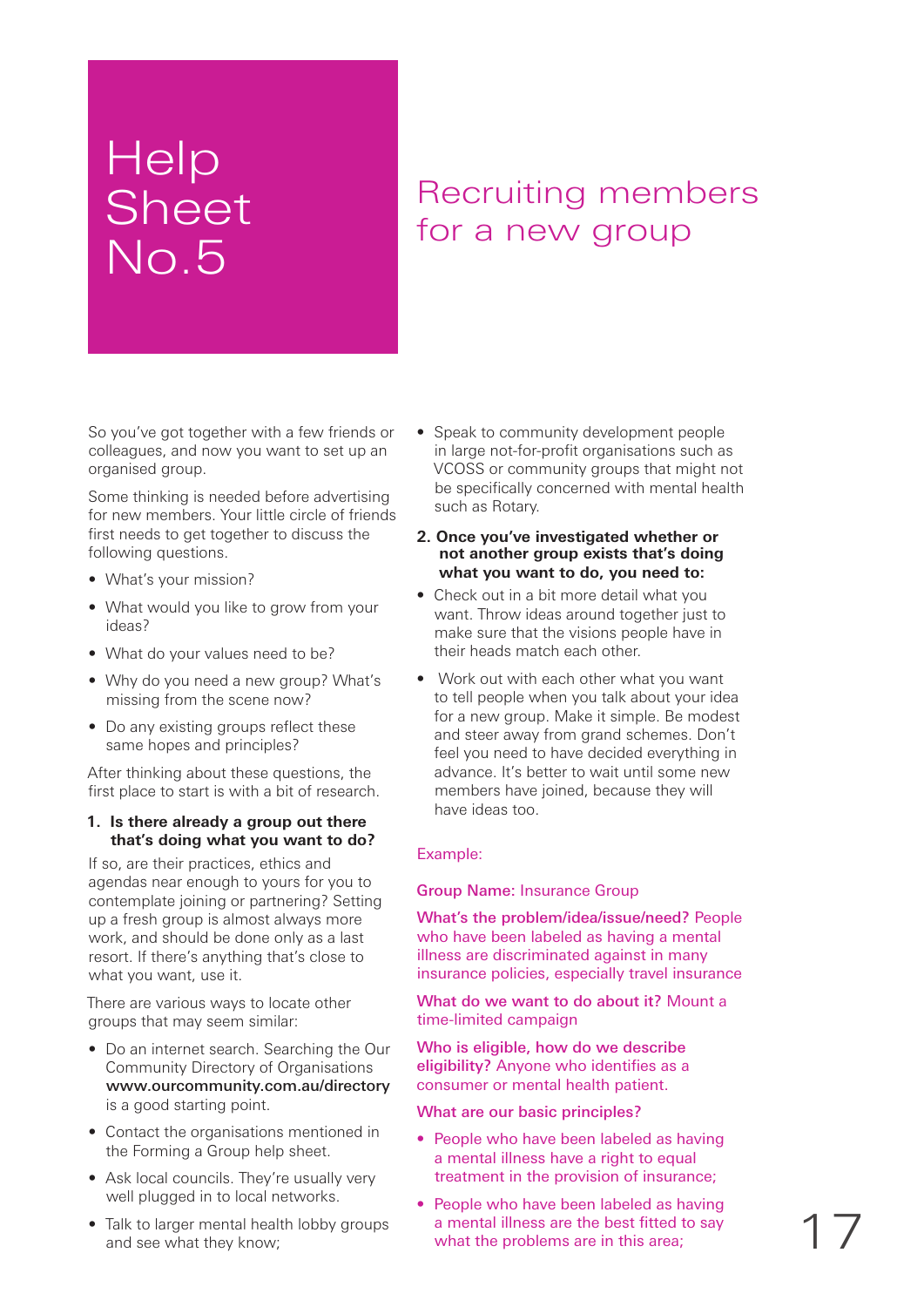# Help Sheet No.5

## Recruiting members for a new group

So you've got together with a few friends or colleagues, and now you want to set up an organised group.

Some thinking is needed before advertising for new members. Your little circle of friends first needs to get together to discuss the following questions.

- What's your mission?
- What would you like to grow from your ideas?
- What do your values need to be?
- Why do you need a new group? What's missing from the scene now?
- Do any existing groups reflect these same hopes and principles?

After thinking about these questions, the first place to start is with a bit of research.

**1. Is there already a group out there that's doing what you want to do?**

If so, are their practices, ethics and agendas near enough to yours for you to contemplate joining or partnering? Setting up a fresh group is almost always more work, and should be done only as a last resort. If there's anything that's close to what you want, use it.

There are various ways to locate other groups that may seem similar:

- Do an internet search. Searching the Our Community Directory of Organisations **www.ourcommunity.com.au/directory** is a good starting point.
- Contact the organisations mentioned in the Forming a Group help sheet.
- Ask local councils. They're usually very well plugged in to local networks.
- Talk to larger mental health lobby groups and see what they know;
- Speak to community development people in large not-for-profit organisations such as VCOSS or community groups that might not be specifically concerned with mental health such as Rotary.

**2. Once you've investigated whether or not another group exists that's doing what you want to do, you need to:**

- Check out in a bit more detail what you want. Throw ideas around together just to make sure that the visions people have in their heads match each other.
- Work out with each other what you want to tell people when you talk about your idea for a new group. Make it simple. Be modest and steer away from grand schemes. Don't feel you need to have decided everything in advance. It's better to wait until some new members have joined, because they will have ideas too.

Example:

**Group Name:** Insurance Group

**What's the problem/idea/issue/need?** People who have been labeled as having a mental illness are discriminated against in many insurance policies, especially travel insurance

**What do we want to do about it?** Mount a time-limited campaign

**Who is eligible, how do we describe eligibility?** Anyone who identifies as a consumer or mental health patient.

**What are our basic principles?**

- People who have been labeled as having a mental illness have a right to equal treatment in the provision of insurance;
- People who have been labeled as having a mental illness are the best fitted to say what the problems are in this area;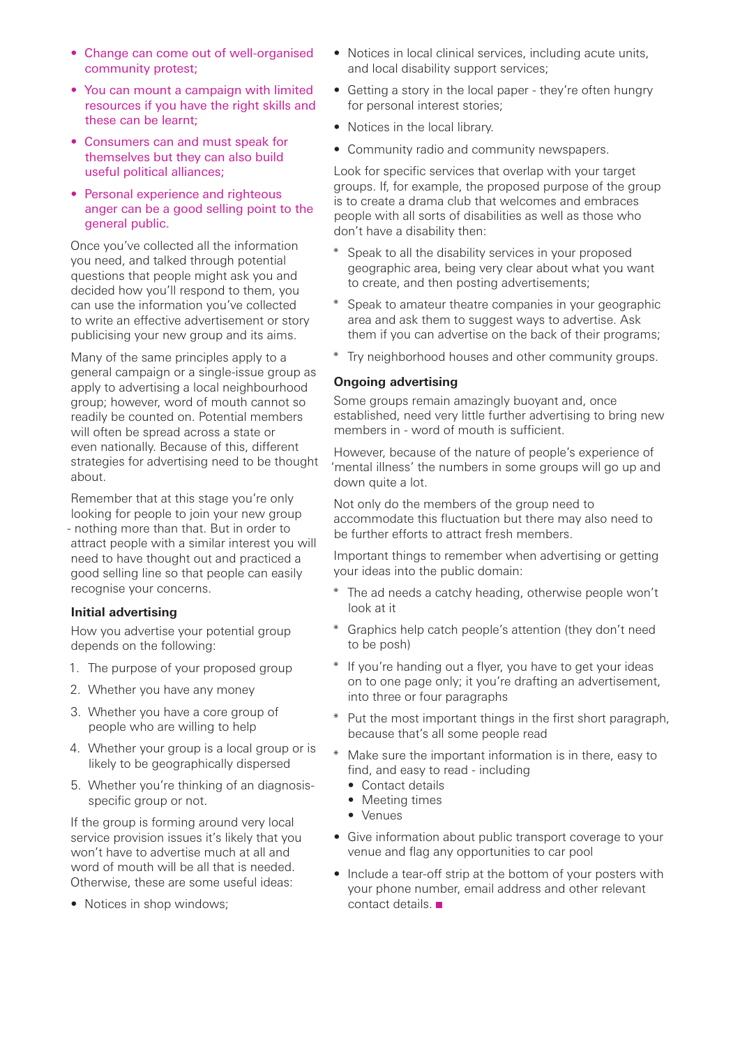- Change can come out of well-organised community protest;
- You can mount a campaign with limited resources if you have the right skills and these can be learnt;
- Consumers can and must speak for themselves but they can also build useful political alliances;
- Personal experience and righteous anger can be a good selling point to the general public.

Once you've collected all the information you need, and talked through potential questions that people might ask you and decided how you'll respond to them, you can use the information you've collected to write an effective advertisement or story publicising your new group and its aims.

Many of the same principles apply to a general campaign or a single-issue group as apply to advertising a local neighbourhood group; however, word of mouth cannot so readily be counted on. Potential members will often be spread across a state or even nationally. Because of this, different strategies for advertising need to be thought about.

Remember that at this stage you're only looking for people to join your new group - nothing more than that. But in order to attract people with a similar interest you will need to have thought out and practiced a good selling line so that people can easily recognise your concerns.

**Initial advertising**

How you advertise your potential group depends on the following:

1. The purpose of your proposed group
2. Whether you have any money
3. Whether you have a core group of people who are willing to help
4. Whether your group is a local group or is likely to be geographically dispersed
5. Whether you're thinking of an diagnosis-specific group or not.

If the group is forming around very local service provision issues it's likely that you won't have to advertise much at all and word of mouth will be all that is needed. Otherwise, these are some useful ideas:

- Notices in shop windows;
- Notices in local clinical services, including acute units, and local disability support services;
- Getting a story in the local paper - they're often hungry for personal interest stories;
- Notices in the local library.
- Community radio and community newspapers.

Look for specific services that overlap with your target groups. If, for example, the proposed purpose of the group is to create a drama club that welcomes and embraces people with all sorts of disabilities as well as those who don't have a disability then:

* Speak to all the disability services in your proposed geographic area, being very clear about what you want to create, and then posting advertisements;
* Speak to amateur theatre companies in your geographic area and ask them to suggest ways to advertise. Ask them if you can advertise on the back of their programs;
* Try neighborhood houses and other community groups.

**Ongoing advertising**

Some groups remain amazingly buoyant and, once established, need very little further advertising to bring new members in - word of mouth is sufficient.

However, because of the nature of people's experience of 'mental illness' the numbers in some groups will go up and down quite a lot.

Not only do the members of the group need to accommodate this fluctuation but there may also need to be further efforts to attract fresh members.

Important things to remember when advertising or getting your ideas into the public domain:

* The ad needs a catchy heading, otherwise people won't look at it
* Graphics help catch people's attention (they don't need to be posh)
* If you're handing out a flyer, you have to get your ideas on to one page only; it you're drafting an advertisement, into three or four paragraphs
* Put the most important things in the first short paragraph, because that's all some people read
* Make sure the important information is in there, easy to find, and easy to read - including
  - Contact details
  - Meeting times
  - Venues
- Give information about public transport coverage to your venue and flag any opportunities to car pool
- Include a tear-off strip at the bottom of your posters with your phone number, email address and other relevant contact details. ■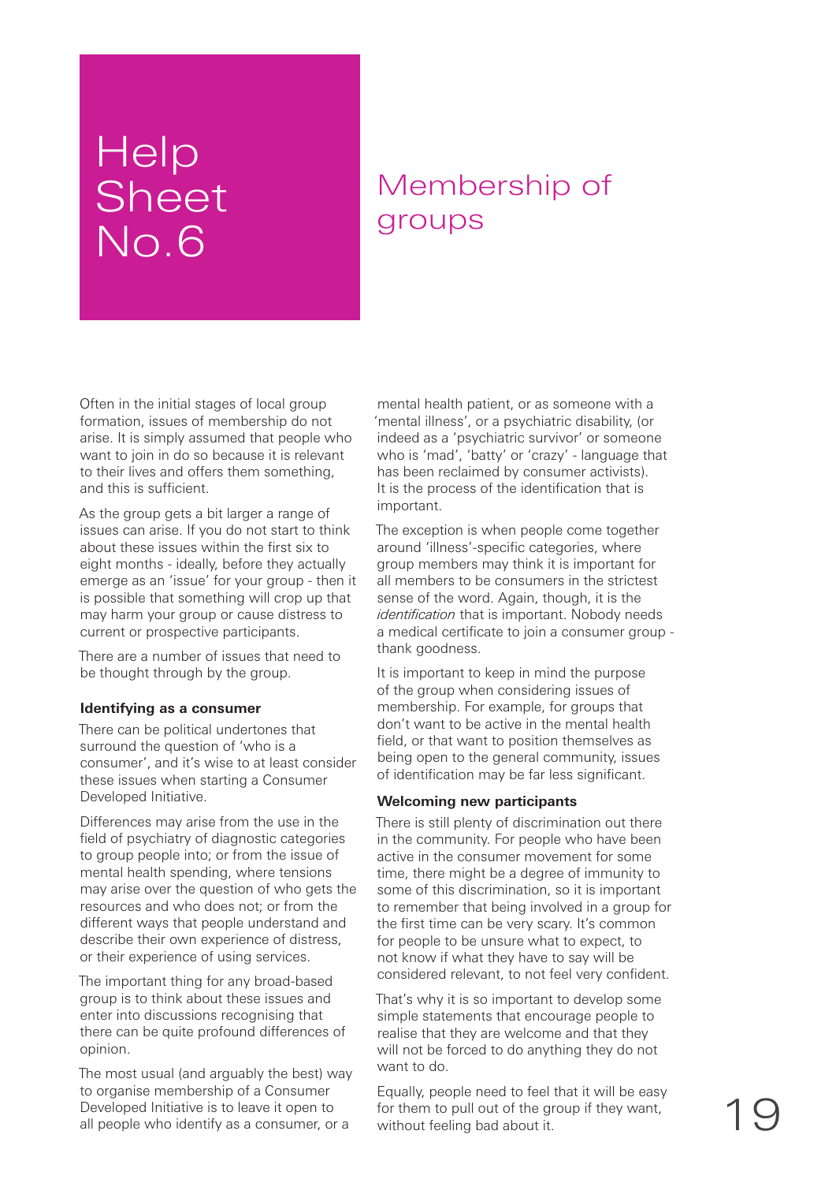# Help Sheet No.6

## Membership of groups

Often in the initial stages of local group formation, issues of membership do not arise. It is simply assumed that people who want to join in do so because it is relevant to their lives and offers them something, and this is sufficient.

As the group gets a bit larger a range of issues can arise. If you do not start to think about these issues within the first six to eight months - ideally, before they actually emerge as an 'issue' for your group - then it is possible that something will crop up that may harm your group or cause distress to current or prospective participants.

There are a number of issues that need to be thought through by the group.

**Identifying as a consumer**

There can be political undertones that surround the question of 'who is a consumer', and it's wise to at least consider these issues when starting a Consumer Developed Initiative.

Differences may arise from the use in the field of psychiatry of diagnostic categories to group people into; or from the issue of mental health spending, where tensions may arise over the question of who gets the resources and who does not; or from the different ways that people understand and describe their own experience of distress, or their experience of using services.

The important thing for any broad-based group is to think about these issues and enter into discussions recognising that there can be quite profound differences of opinion.

The most usual (and arguably the best) way to organise membership of a Consumer Developed Initiative is to leave it open to all people who identify as a consumer, or a mental health patient, or as someone with a 'mental illness', or a psychiatric disability, (or indeed as a 'psychiatric survivor' or someone who is 'mad', 'batty' or 'crazy' - language that has been reclaimed by consumer activists). It is the process of the identification that is important.

The exception is when people come together around 'illness'-specific categories, where group members may think it is important for all members to be consumers in the strictest sense of the word. Again, though, it is the *identification* that is important. Nobody needs a medical certificate to join a consumer group - thank goodness.

It is important to keep in mind the purpose of the group when considering issues of membership. For example, for groups that don't want to be active in the mental health field, or that want to position themselves as being open to the general community, issues of identification may be far less significant.

**Welcoming new participants**

There is still plenty of discrimination out there in the community. For people who have been active in the consumer movement for some time, there might be a degree of immunity to some of this discrimination, so it is important to remember that being involved in a group for the first time can be very scary. It's common for people to be unsure what to expect, to not know if what they have to say will be considered relevant, to not feel very confident.

That's why it is so important to develop some simple statements that encourage people to realise that they are welcome and that they will not be forced to do anything they do not want to do.

Equally, people need to feel that it will be easy for them to pull out of the group if they want, without feeling bad about it.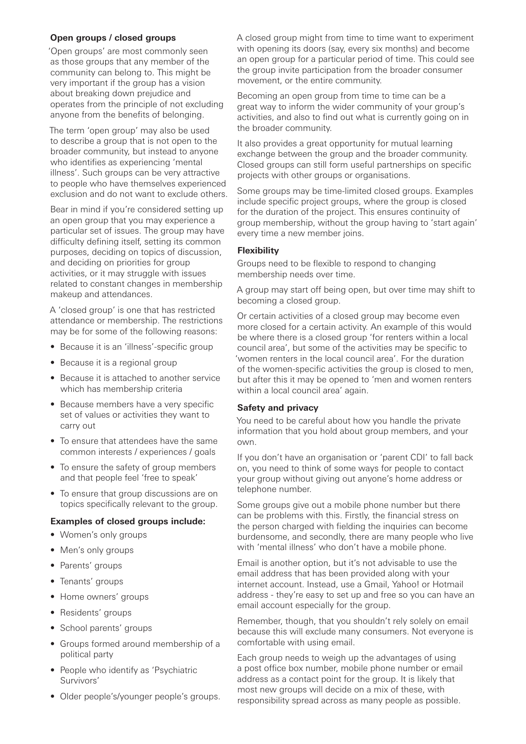### Open groups / closed groups

'Open groups' are most commonly seen as those groups that any member of the community can belong to. This might be very important if the group has a vision about breaking down prejudice and operates from the principle of not excluding anyone from the benefits of belonging.

The term 'open group' may also be used to describe a group that is not open to the broader community, but instead to anyone who identifies as experiencing 'mental illness'. Such groups can be very attractive to people who have themselves experienced exclusion and do not want to exclude others.

Bear in mind if you're considered setting up an open group that you may experience a particular set of issues. The group may have difficulty defining itself, setting its common purposes, deciding on topics of discussion, and deciding on priorities for group activities, or it may struggle with issues related to constant changes in membership makeup and attendances.

A 'closed group' is one that has restricted attendance or membership. The restrictions may be for some of the following reasons:

- Because it is an 'illness'-specific group
- Because it is a regional group
- Because it is attached to another service which has membership criteria
- Because members have a very specific set of values or activities they want to carry out
- To ensure that attendees have the same common interests / experiences / goals
- To ensure the safety of group members and that people feel 'free to speak'
- To ensure that group discussions are on topics specifically relevant to the group.

**Examples of closed groups include:**

- Women's only groups
- Men's only groups
- Parents' groups
- Tenants' groups
- Home owners' groups
- Residents' groups
- School parents' groups
- Groups formed around membership of a political party
- People who identify as 'Psychiatric Survivors'
- Older people's/younger people's groups.

A closed group might from time to time want to experiment with opening its doors (say, every six months) and become an open group for a particular period of time. This could see the group invite participation from the broader consumer movement, or the entire community.

Becoming an open group from time to time can be a great way to inform the wider community of your group's activities, and also to find out what is currently going on in the broader community.

It also provides a great opportunity for mutual learning exchange between the group and the broader community. Closed groups can still form useful partnerships on specific projects with other groups or organisations.

Some groups may be time-limited closed groups. Examples include specific project groups, where the group is closed for the duration of the project. This ensures continuity of group membership, without the group having to 'start again' every time a new member joins.

### Flexibility

Groups need to be flexible to respond to changing membership needs over time.

A group may start off being open, but over time may shift to becoming a closed group.

Or certain activities of a closed group may become even more closed for a certain activity. An example of this would be where there is a closed group 'for renters within a local council area', but some of the activities may be specific to 'women renters in the local council area'. For the duration of the women-specific activities the group is closed to men, but after this it may be opened to 'men and women renters within a local council area' again.

### Safety and privacy

You need to be careful about how you handle the private information that you hold about group members, and your own.

If you don't have an organisation or 'parent CDI' to fall back on, you need to think of some ways for people to contact your group without giving out anyone's home address or telephone number.

Some groups give out a mobile phone number but there can be problems with this. Firstly, the financial stress on the person charged with fielding the inquiries can become burdensome, and secondly, there are many people who live with 'mental illness' who don't have a mobile phone.

Email is another option, but it's not advisable to use the email address that has been provided along with your internet account. Instead, use a Gmail, Yahoo! or Hotmail address - they're easy to set up and free so you can have an email account especially for the group.

Remember, though, that you shouldn't rely solely on email because this will exclude many consumers. Not everyone is comfortable with using email.

Each group needs to weigh up the advantages of using a post office box number, mobile phone number or email address as a contact point for the group. It is likely that most new groups will decide on a mix of these, with responsibility spread across as many people as possible.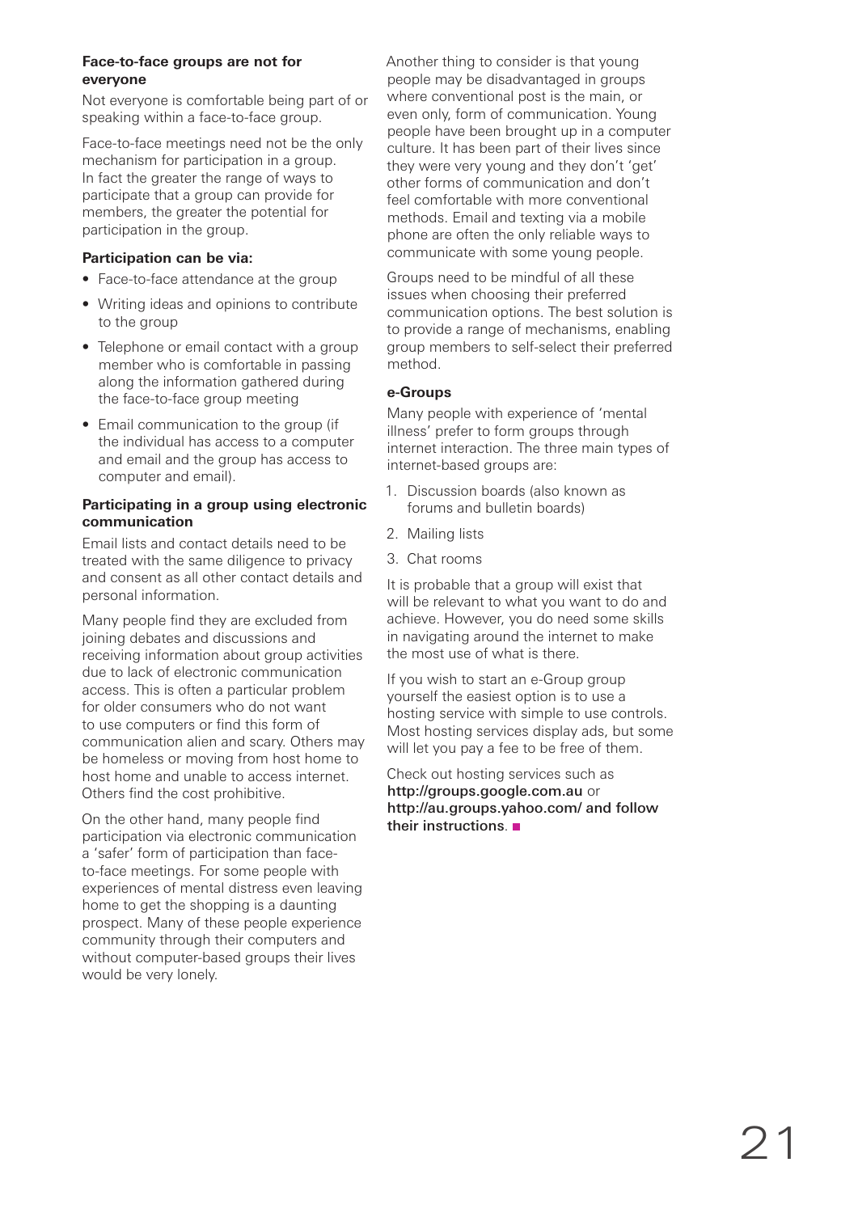**Face-to-face groups are not for everyone**

Not everyone is comfortable being part of or speaking within a face-to-face group.

Face-to-face meetings need not be the only mechanism for participation in a group. In fact the greater the range of ways to participate that a group can provide for members, the greater the potential for participation in the group.

**Participation can be via:**

- Face-to-face attendance at the group
- Writing ideas and opinions to contribute to the group
- Telephone or email contact with a group member who is comfortable in passing along the information gathered during the face-to-face group meeting
- Email communication to the group (if the individual has access to a computer and email and the group has access to computer and email).

**Participating in a group using electronic communication**

Email lists and contact details need to be treated with the same diligence to privacy and consent as all other contact details and personal information.

Many people find they are excluded from joining debates and discussions and receiving information about group activities due to lack of electronic communication access. This is often a particular problem for older consumers who do not want to use computers or find this form of communication alien and scary. Others may be homeless or moving from host home to host home and unable to access internet. Others find the cost prohibitive.

On the other hand, many people find participation via electronic communication a 'safer' form of participation than face-to-face meetings. For some people with experiences of mental distress even leaving home to get the shopping is a daunting prospect. Many of these people experience community through their computers and without computer-based groups their lives would be very lonely.

Another thing to consider is that young people may be disadvantaged in groups where conventional post is the main, or even only, form of communication. Young people have been brought up in a computer culture. It has been part of their lives since they were very young and they don't 'get' other forms of communication and don't feel comfortable with more conventional methods. Email and texting via a mobile phone are often the only reliable ways to communicate with some young people.

Groups need to be mindful of all these issues when choosing their preferred communication options. The best solution is to provide a range of mechanisms, enabling group members to self-select their preferred method.

**e-Groups**

Many people with experience of 'mental illness' prefer to form groups through internet interaction. The three main types of internet-based groups are:

1. Discussion boards (also known as forums and bulletin boards)
2. Mailing lists
3. Chat rooms

It is probable that a group will exist that will be relevant to what you want to do and achieve. However, you do need some skills in navigating around the internet to make the most use of what is there.

If you wish to start an e-Group group yourself the easiest option is to use a hosting service with simple to use controls. Most hosting services display ads, but some will let you pay a fee to be free of them.

Check out hosting services such as **http://groups.google.com.au** or **http://au.groups.yahoo.com/ and follow their instructions**.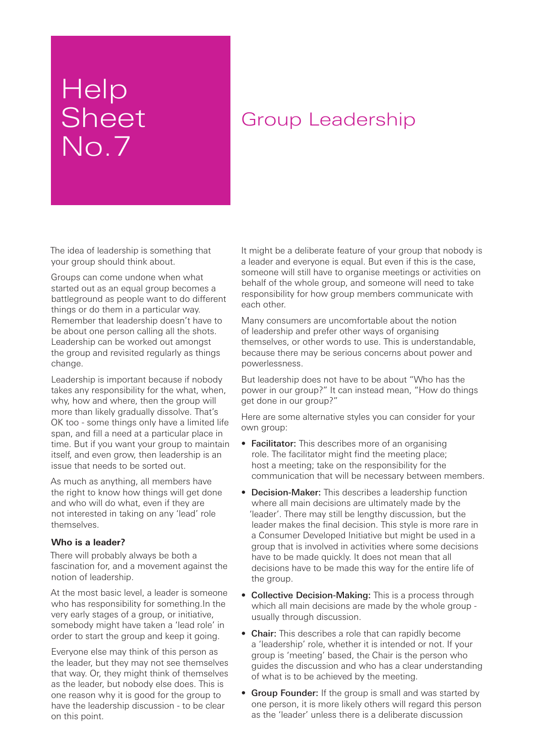# Help Sheet No.7

## Group Leadership

The idea of leadership is something that your group should think about.

Groups can come undone when what started out as an equal group becomes a battleground as people want to do different things or do them in a particular way. Remember that leadership doesn't have to be about one person calling all the shots. Leadership can be worked out amongst the group and revisited regularly as things change.

Leadership is important because if nobody takes any responsibility for the what, when, why, how and where, then the group will more than likely gradually dissolve. That's OK too - some things only have a limited life span, and fill a need at a particular place in time. But if you want your group to maintain itself, and even grow, then leadership is an issue that needs to be sorted out.

As much as anything, all members have the right to know how things will get done and who will do what, even if they are not interested in taking on any 'lead' role themselves.

### Who is a leader?

There will probably always be both a fascination for, and a movement against the notion of leadership.

At the most basic level, a leader is someone who has responsibility for something.In the very early stages of a group, or initiative, somebody might have taken a 'lead role' in order to start the group and keep it going.

Everyone else may think of this person as the leader, but they may not see themselves that way. Or, they might think of themselves as the leader, but nobody else does. This is one reason why it is good for the group to have the leadership discussion - to be clear on this point.

It might be a deliberate feature of your group that nobody is a leader and everyone is equal. But even if this is the case, someone will still have to organise meetings or activities on behalf of the whole group, and someone will need to take responsibility for how group members communicate with each other.

Many consumers are uncomfortable about the notion of leadership and prefer other ways of organising themselves, or other words to use. This is understandable, because there may be serious concerns about power and powerlessness.

But leadership does not have to be about "Who has the power in our group?" It can instead mean, "How do things get done in our group?"

Here are some alternative styles you can consider for your own group:

- **Facilitator:** This describes more of an organising role. The facilitator might find the meeting place; host a meeting; take on the responsibility for the communication that will be necessary between members.
- **Decision-Maker:** This describes a leadership function where all main decisions are ultimately made by the 'leader'. There may still be lengthy discussion, but the leader makes the final decision. This style is more rare in a Consumer Developed Initiative but might be used in a group that is involved in activities where some decisions have to be made quickly. It does not mean that all decisions have to be made this way for the entire life of the group.
- **Collective Decision-Making:** This is a process through which all main decisions are made by the whole group - usually through discussion.
- **Chair:** This describes a role that can rapidly become a 'leadership' role, whether it is intended or not. If your group is 'meeting' based, the Chair is the person who guides the discussion and who has a clear understanding of what is to be achieved by the meeting.
- **Group Founder:** If the group is small and was started by one person, it is more likely others will regard this person as the 'leader' unless there is a deliberate discussion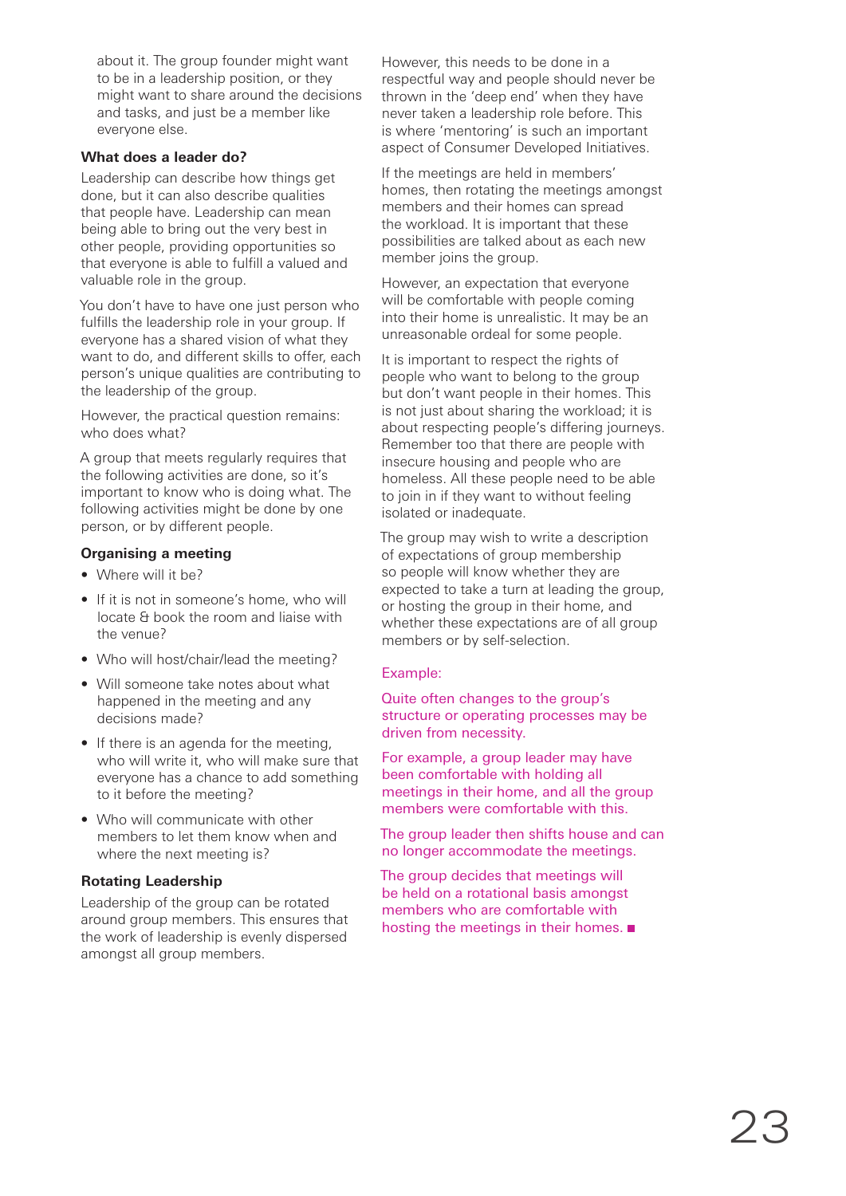about it. The group founder might want to be in a leadership position, or they might want to share around the decisions and tasks, and just be a member like everyone else.

### What does a leader do?

Leadership can describe how things get done, but it can also describe qualities that people have. Leadership can mean being able to bring out the very best in other people, providing opportunities so that everyone is able to fulfill a valued and valuable role in the group.

You don't have to have one just person who fulfills the leadership role in your group. If everyone has a shared vision of what they want to do, and different skills to offer, each person's unique qualities are contributing to the leadership of the group.

However, the practical question remains: who does what?

A group that meets regularly requires that the following activities are done, so it's important to know who is doing what. The following activities might be done by one person, or by different people.

### Organising a meeting

- Where will it be?
- If it is not in someone's home, who will locate & book the room and liaise with the venue?
- Who will host/chair/lead the meeting?
- Will someone take notes about what happened in the meeting and any decisions made?
- If there is an agenda for the meeting, who will write it, who will make sure that everyone has a chance to add something to it before the meeting?
- Who will communicate with other members to let them know when and where the next meeting is?

### Rotating Leadership

Leadership of the group can be rotated around group members. This ensures that the work of leadership is evenly dispersed amongst all group members.

However, this needs to be done in a respectful way and people should never be thrown in the 'deep end' when they have never taken a leadership role before. This is where 'mentoring' is such an important aspect of Consumer Developed Initiatives.

If the meetings are held in members' homes, then rotating the meetings amongst members and their homes can spread the workload. It is important that these possibilities are talked about as each new member joins the group.

However, an expectation that everyone will be comfortable with people coming into their home is unrealistic. It may be an unreasonable ordeal for some people.

It is important to respect the rights of people who want to belong to the group but don't want people in their homes. This is not just about sharing the workload; it is about respecting people's differing journeys. Remember too that there are people with insecure housing and people who are homeless. All these people need to be able to join in if they want to without feeling isolated or inadequate.

The group may wish to write a description of expectations of group membership so people will know whether they are expected to take a turn at leading the group, or hosting the group in their home, and whether these expectations are of all group members or by self-selection.

Example:

Quite often changes to the group's structure or operating processes may be driven from necessity.

For example, a group leader may have been comfortable with holding all meetings in their home, and all the group members were comfortable with this.

The group leader then shifts house and can no longer accommodate the meetings.

The group decides that meetings will be held on a rotational basis amongst members who are comfortable with hosting the meetings in their homes. ■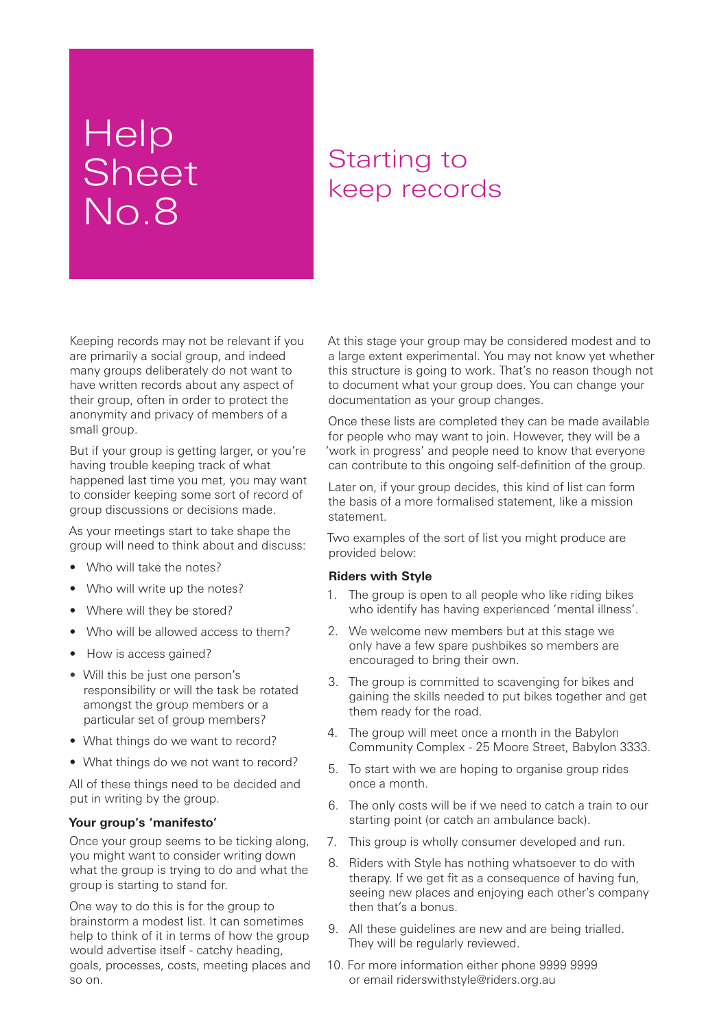# Help Sheet No.8

## Starting to keep records

Keeping records may not be relevant if you are primarily a social group, and indeed many groups deliberately do not want to have written records about any aspect of their group, often in order to protect the anonymity and privacy of members of a small group.

But if your group is getting larger, or you're having trouble keeping track of what happened last time you met, you may want to consider keeping some sort of record of group discussions or decisions made.

As your meetings start to take shape the group will need to think about and discuss:

- Who will take the notes?
- Who will write up the notes?
- Where will they be stored?
- Who will be allowed access to them?
- How is access gained?
- Will this be just one person's responsibility or will the task be rotated amongst the group members or a particular set of group members?
- What things do we want to record?
- What things do we not want to record?

All of these things need to be decided and put in writing by the group.

**Your group's 'manifesto'**

Once your group seems to be ticking along, you might want to consider writing down what the group is trying to do and what the group is starting to stand for.

One way to do this is for the group to brainstorm a modest list. It can sometimes help to think of it in terms of how the group would advertise itself - catchy heading, goals, processes, costs, meeting places and so on.

At this stage your group may be considered modest and to a large extent experimental. You may not know yet whether this structure is going to work. That's no reason though not to document what your group does. You can change your documentation as your group changes.

Once these lists are completed they can be made available for people who may want to join. However, they will be a 'work in progress' and people need to know that everyone can contribute to this ongoing self-definition of the group.

Later on, if your group decides, this kind of list can form the basis of a more formalised statement, like a mission statement.

Two examples of the sort of list you might produce are provided below:

**Riders with Style**

1. The group is open to all people who like riding bikes who identify has having experienced 'mental illness'.
2. We welcome new members but at this stage we only have a few spare pushbikes so members are encouraged to bring their own.
3. The group is committed to scavenging for bikes and gaining the skills needed to put bikes together and get them ready for the road.
4. The group will meet once a month in the Babylon Community Complex - 25 Moore Street, Babylon 3333.
5. To start with we are hoping to organise group rides once a month.
6. The only costs will be if we need to catch a train to our starting point (or catch an ambulance back).
7. This group is wholly consumer developed and run.
8. Riders with Style has nothing whatsoever to do with therapy. If we get fit as a consequence of having fun, seeing new places and enjoying each other's company then that's a bonus.
9. All these guidelines are new and are being trialled. They will be regularly reviewed.
10. For more information either phone 9999 9999 or email riderswithstyle@riders.org.au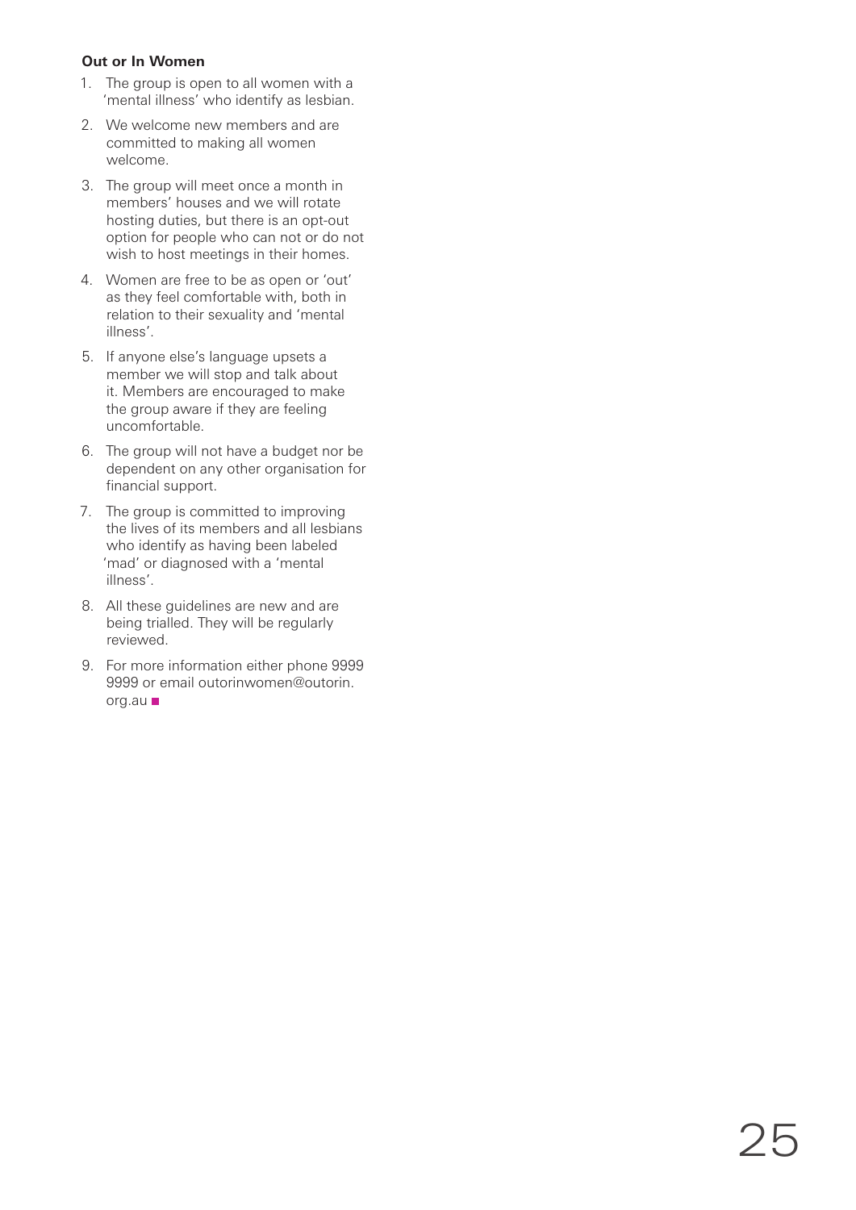**Out or In Women**

1. The group is open to all women with a 'mental illness' who identify as lesbian.
2. We welcome new members and are committed to making all women welcome.
3. The group will meet once a month in members' houses and we will rotate hosting duties, but there is an opt-out option for people who can not or do not wish to host meetings in their homes.
4. Women are free to be as open or 'out' as they feel comfortable with, both in relation to their sexuality and 'mental illness'.
5. If anyone else's language upsets a member we will stop and talk about it. Members are encouraged to make the group aware if they are feeling uncomfortable.
6. The group will not have a budget nor be dependent on any other organisation for financial support.
7. The group is committed to improving the lives of its members and all lesbians who identify as having been labeled 'mad' or diagnosed with a 'mental illness'.
8. All these guidelines are new and are being trialled. They will be regularly reviewed.
9. For more information either phone 9999 9999 or email outorinwomen@outorin.org.au ■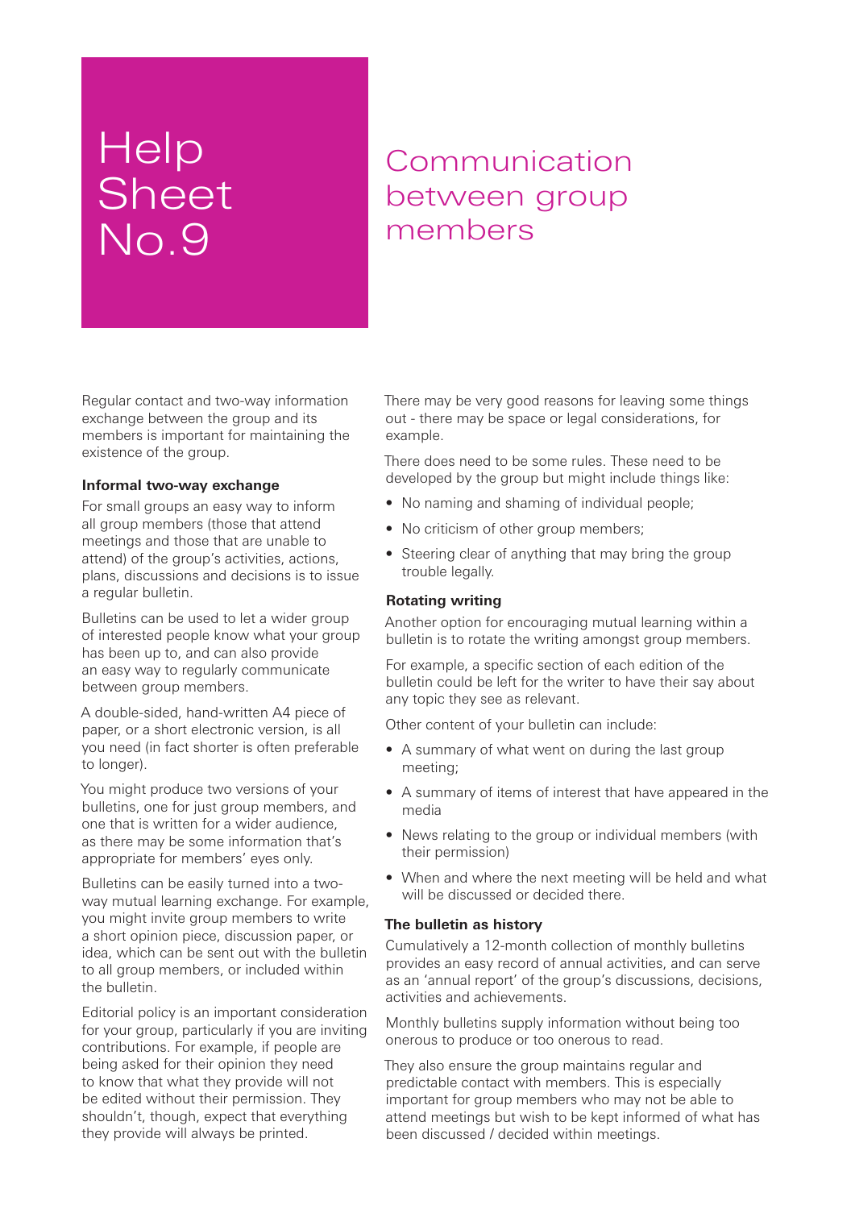# Help Sheet No.9

## Communication between group members

Regular contact and two-way information exchange between the group and its members is important for maintaining the existence of the group.

### Informal two-way exchange

For small groups an easy way to inform all group members (those that attend meetings and those that are unable to attend) of the group's activities, actions, plans, discussions and decisions is to issue a regular bulletin.

Bulletins can be used to let a wider group of interested people know what your group has been up to, and can also provide an easy way to regularly communicate between group members.

A double-sided, hand-written A4 piece of paper, or a short electronic version, is all you need (in fact shorter is often preferable to longer).

You might produce two versions of your bulletins, one for just group members, and one that is written for a wider audience, as there may be some information that's appropriate for members' eyes only.

Bulletins can be easily turned into a two-way mutual learning exchange. For example, you might invite group members to write a short opinion piece, discussion paper, or idea, which can be sent out with the bulletin to all group members, or included within the bulletin.

Editorial policy is an important consideration for your group, particularly if you are inviting contributions. For example, if people are being asked for their opinion they need to know that what they provide will not be edited without their permission. They shouldn't, though, expect that everything they provide will always be printed.

There may be very good reasons for leaving some things out - there may be space or legal considerations, for example.

There does need to be some rules. These need to be developed by the group but might include things like:

- No naming and shaming of individual people;
- No criticism of other group members;
- Steering clear of anything that may bring the group trouble legally.

### Rotating writing

Another option for encouraging mutual learning within a bulletin is to rotate the writing amongst group members.

For example, a specific section of each edition of the bulletin could be left for the writer to have their say about any topic they see as relevant.

Other content of your bulletin can include:

- A summary of what went on during the last group meeting;
- A summary of items of interest that have appeared in the media
- News relating to the group or individual members (with their permission)
- When and where the next meeting will be held and what will be discussed or decided there.

### The bulletin as history

Cumulatively a 12-month collection of monthly bulletins provides an easy record of annual activities, and can serve as an 'annual report' of the group's discussions, decisions, activities and achievements.

Monthly bulletins supply information without being too onerous to produce or too onerous to read.

They also ensure the group maintains regular and predictable contact with members. This is especially important for group members who may not be able to attend meetings but wish to be kept informed of what has been discussed / decided within meetings.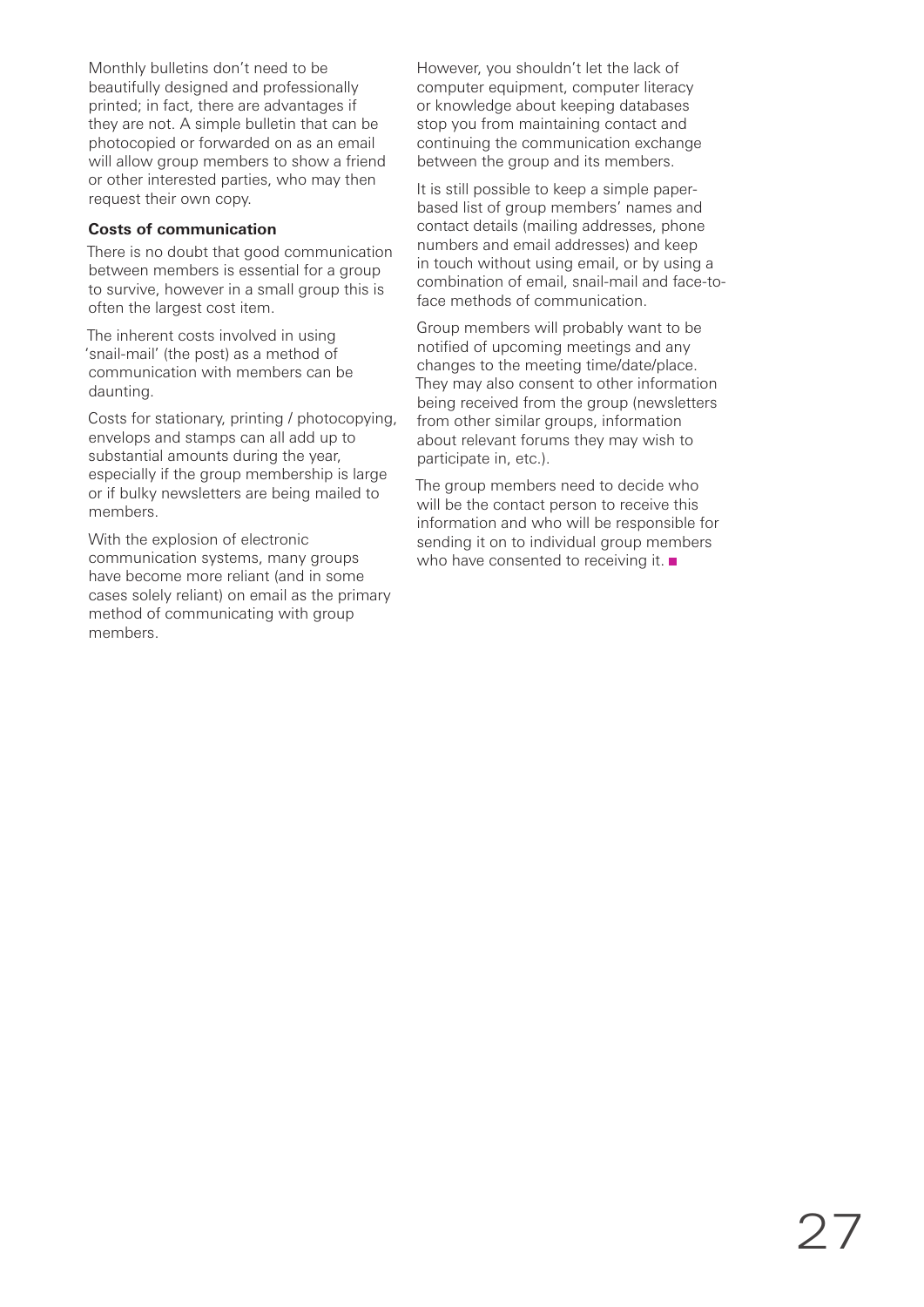Monthly bulletins don't need to be beautifully designed and professionally printed; in fact, there are advantages if they are not. A simple bulletin that can be photocopied or forwarded on as an email will allow group members to show a friend or other interested parties, who may then request their own copy.

**Costs of communication**

There is no doubt that good communication between members is essential for a group to survive, however in a small group this is often the largest cost item.

The inherent costs involved in using 'snail-mail' (the post) as a method of communication with members can be daunting.

Costs for stationary, printing / photocopying, envelops and stamps can all add up to substantial amounts during the year, especially if the group membership is large or if bulky newsletters are being mailed to members.

With the explosion of electronic communication systems, many groups have become more reliant (and in some cases solely reliant) on email as the primary method of communicating with group members.

However, you shouldn't let the lack of computer equipment, computer literacy or knowledge about keeping databases stop you from maintaining contact and continuing the communication exchange between the group and its members.

It is still possible to keep a simple paper-based list of group members' names and contact details (mailing addresses, phone numbers and email addresses) and keep in touch without using email, or by using a combination of email, snail-mail and face-to-face methods of communication.

Group members will probably want to be notified of upcoming meetings and any changes to the meeting time/date/place. They may also consent to other information being received from the group (newsletters from other similar groups, information about relevant forums they may wish to participate in, etc.).

The group members need to decide who will be the contact person to receive this information and who will be responsible for sending it on to individual group members who have consented to receiving it. ■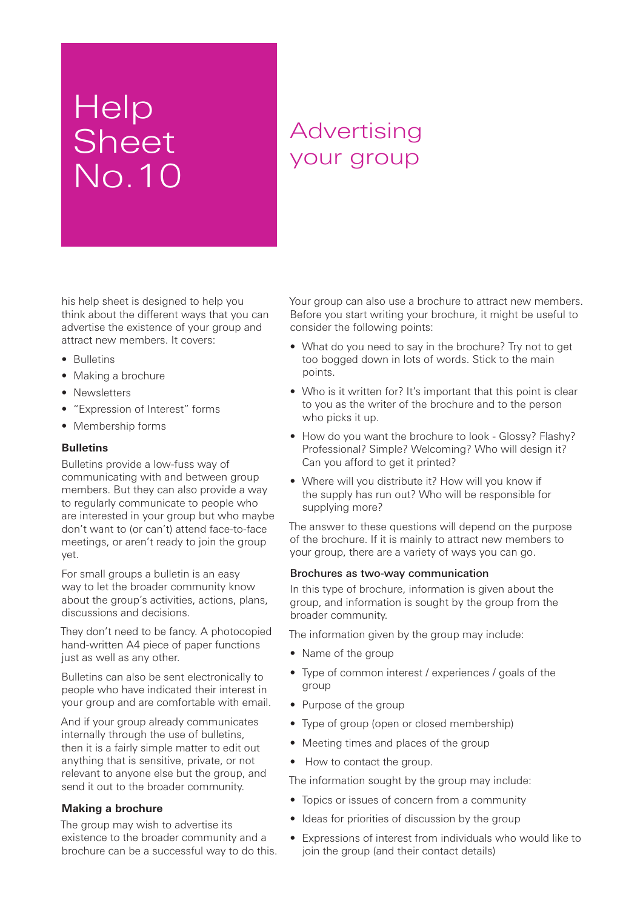# Help Sheet No.10

## Advertising your group

his help sheet is designed to help you think about the different ways that you can advertise the existence of your group and attract new members. It covers:

- Bulletins
- Making a brochure
- Newsletters
- "Expression of Interest" forms
- Membership forms

### Bulletins

Bulletins provide a low-fuss way of communicating with and between group members. But they can also provide a way to regularly communicate to people who are interested in your group but who maybe don't want to (or can't) attend face-to-face meetings, or aren't ready to join the group yet.

For small groups a bulletin is an easy way to let the broader community know about the group's activities, actions, plans, discussions and decisions.

They don't need to be fancy. A photocopied hand-written A4 piece of paper functions just as well as any other.

Bulletins can also be sent electronically to people who have indicated their interest in your group and are comfortable with email.

And if your group already communicates internally through the use of bulletins, then it is a fairly simple matter to edit out anything that is sensitive, private, or not relevant to anyone else but the group, and send it out to the broader community.

### Making a brochure

The group may wish to advertise its existence to the broader community and a brochure can be a successful way to do this.

Your group can also use a brochure to attract new members. Before you start writing your brochure, it might be useful to consider the following points:

- What do you need to say in the brochure? Try not to get too bogged down in lots of words. Stick to the main points.
- Who is it written for? It's important that this point is clear to you as the writer of the brochure and to the person who picks it up.
- How do you want the brochure to look - Glossy? Flashy? Professional? Simple? Welcoming? Who will design it? Can you afford to get it printed?
- Where will you distribute it? How will you know if the supply has run out? Who will be responsible for supplying more?

The answer to these questions will depend on the purpose of the brochure. If it is mainly to attract new members to your group, there are a variety of ways you can go.

#### Brochures as two-way communication

In this type of brochure, information is given about the group, and information is sought by the group from the broader community.

The information given by the group may include:

- Name of the group
- Type of common interest / experiences / goals of the group
- Purpose of the group
- Type of group (open or closed membership)
- Meeting times and places of the group
- How to contact the group.

The information sought by the group may include:

- Topics or issues of concern from a community
- Ideas for priorities of discussion by the group
- Expressions of interest from individuals who would like to join the group (and their contact details)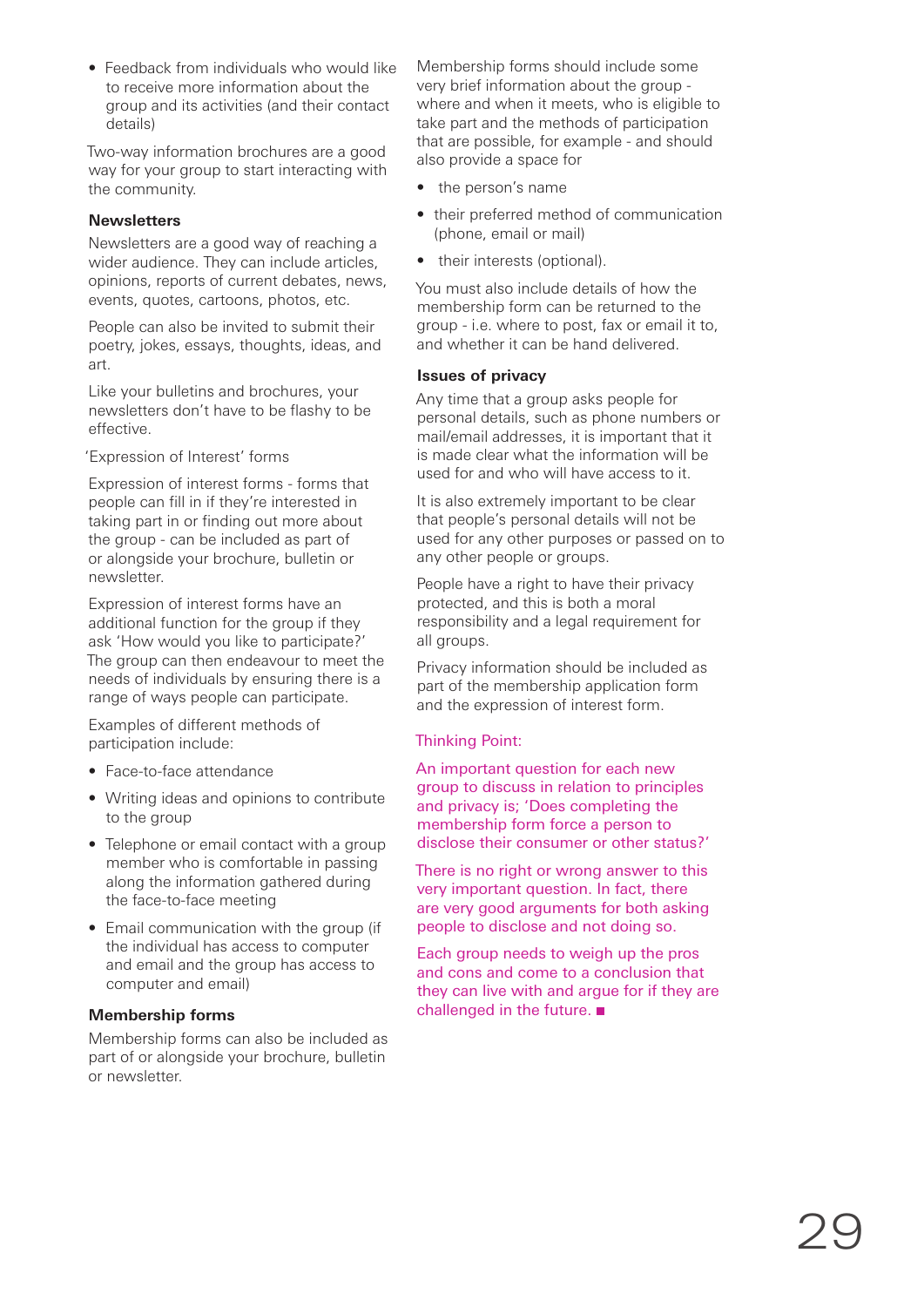- Feedback from individuals who would like to receive more information about the group and its activities (and their contact details)

Two-way information brochures are a good way for your group to start interacting with the community.

### Newsletters

Newsletters are a good way of reaching a wider audience. They can include articles, opinions, reports of current debates, news, events, quotes, cartoons, photos, etc.

People can also be invited to submit their poetry, jokes, essays, thoughts, ideas, and art.

Like your bulletins and brochures, your newsletters don't have to be flashy to be effective.

'Expression of Interest' forms

Expression of interest forms - forms that people can fill in if they're interested in taking part in or finding out more about the group - can be included as part of or alongside your brochure, bulletin or newsletter.

Expression of interest forms have an additional function for the group if they ask 'How would you like to participate?' The group can then endeavour to meet the needs of individuals by ensuring there is a range of ways people can participate.

Examples of different methods of participation include:

- Face-to-face attendance
- Writing ideas and opinions to contribute to the group
- Telephone or email contact with a group member who is comfortable in passing along the information gathered during the face-to-face meeting
- Email communication with the group (if the individual has access to computer and email and the group has access to computer and email)

### Membership forms

Membership forms can also be included as part of or alongside your brochure, bulletin or newsletter.

Membership forms should include some very brief information about the group - where and when it meets, who is eligible to take part and the methods of participation that are possible, for example - and should also provide a space for

- the person's name
- their preferred method of communication (phone, email or mail)
- their interests (optional).

You must also include details of how the membership form can be returned to the group - i.e. where to post, fax or email it to, and whether it can be hand delivered.

### Issues of privacy

Any time that a group asks people for personal details, such as phone numbers or mail/email addresses, it is important that it is made clear what the information will be used for and who will have access to it.

It is also extremely important to be clear that people's personal details will not be used for any other purposes or passed on to any other people or groups.

People have a right to have their privacy protected, and this is both a moral responsibility and a legal requirement for all groups.

Privacy information should be included as part of the membership application form and the expression of interest form.

Thinking Point:

An important question for each new group to discuss in relation to principles and privacy is; 'Does completing the membership form force a person to disclose their consumer or other status?'

There is no right or wrong answer to this very important question. In fact, there are very good arguments for both asking people to disclose and not doing so.

Each group needs to weigh up the pros and cons and come to a conclusion that they can live with and argue for if they are challenged in the future. ■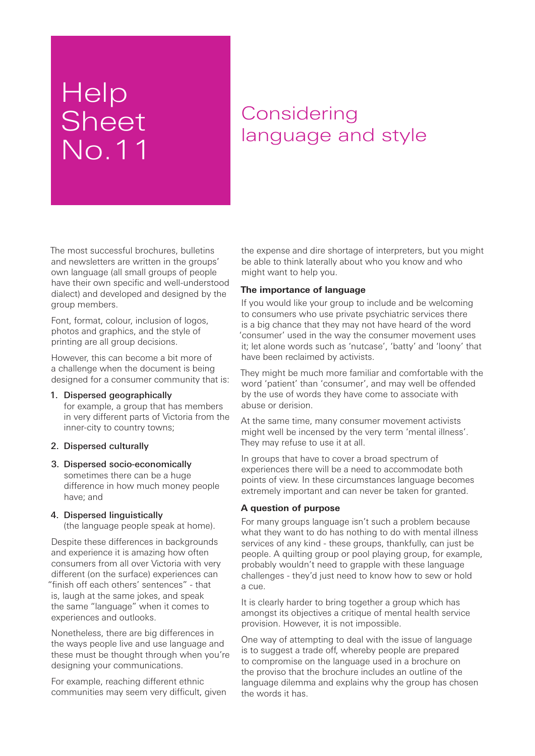# Help Sheet No.11

## Considering language and style

The most successful brochures, bulletins and newsletters are written in the groups' own language (all small groups of people have their own specific and well-understood dialect) and developed and designed by the group members.

Font, format, colour, inclusion of logos, photos and graphics, and the style of printing are all group decisions.

However, this can become a bit more of a challenge when the document is being designed for a consumer community that is:

1. **Dispersed geographically**
   for example, a group that has members in very different parts of Victoria from the inner-city to country towns;
2. **Dispersed culturally**
3. **Dispersed socio-economically**
   sometimes there can be a huge difference in how much money people have; and
4. **Dispersed linguistically**
   (the language people speak at home).

Despite these differences in backgrounds and experience it is amazing how often consumers from all over Victoria with very different (on the surface) experiences can "finish off each others' sentences" - that is, laugh at the same jokes, and speak the same "language" when it comes to experiences and outlooks.

Nonetheless, there are big differences in the ways people live and use language and these must be thought through when you're designing your communications.

For example, reaching different ethnic communities may seem very difficult, given the expense and dire shortage of interpreters, but you might be able to think laterally about who you know and who might want to help you.

### The importance of language

If you would like your group to include and be welcoming to consumers who use private psychiatric services there is a big chance that they may not have heard of the word 'consumer' used in the way the consumer movement uses it; let alone words such as 'nutcase', 'batty' and 'loony' that have been reclaimed by activists.

They might be much more familiar and comfortable with the word 'patient' than 'consumer', and may well be offended by the use of words they have come to associate with abuse or derision.

At the same time, many consumer movement activists might well be incensed by the very term 'mental illness'. They may refuse to use it at all.

In groups that have to cover a broad spectrum of experiences there will be a need to accommodate both points of view. In these circumstances language becomes extremely important and can never be taken for granted.

### A question of purpose

For many groups language isn't such a problem because what they want to do has nothing to do with mental illness services of any kind - these groups, thankfully, can just be people. A quilting group or pool playing group, for example, probably wouldn't need to grapple with these language challenges - they'd just need to know how to sew or hold a cue.

It is clearly harder to bring together a group which has amongst its objectives a critique of mental health service provision. However, it is not impossible.

One way of attempting to deal with the issue of language is to suggest a trade off, whereby people are prepared to compromise on the language used in a brochure on the proviso that the brochure includes an outline of the language dilemma and explains why the group has chosen the words it has.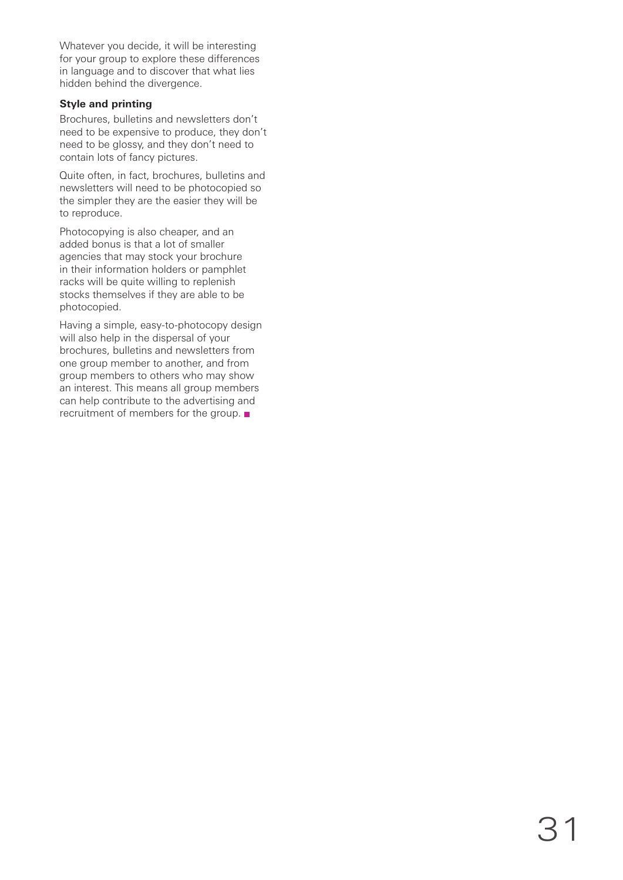Whatever you decide, it will be interesting for your group to explore these differences in language and to discover that what lies hidden behind the divergence.

**Style and printing**

Brochures, bulletins and newsletters don't need to be expensive to produce, they don't need to be glossy, and they don't need to contain lots of fancy pictures.

Quite often, in fact, brochures, bulletins and newsletters will need to be photocopied so the simpler they are the easier they will be to reproduce.

Photocopying is also cheaper, and an added bonus is that a lot of smaller agencies that may stock your brochure in their information holders or pamphlet racks will be quite willing to replenish stocks themselves if they are able to be photocopied.

Having a simple, easy-to-photocopy design will also help in the dispersal of your brochures, bulletins and newsletters from one group member to another, and from group members to others who may show an interest. This means all group members can help contribute to the advertising and recruitment of members for the group. ■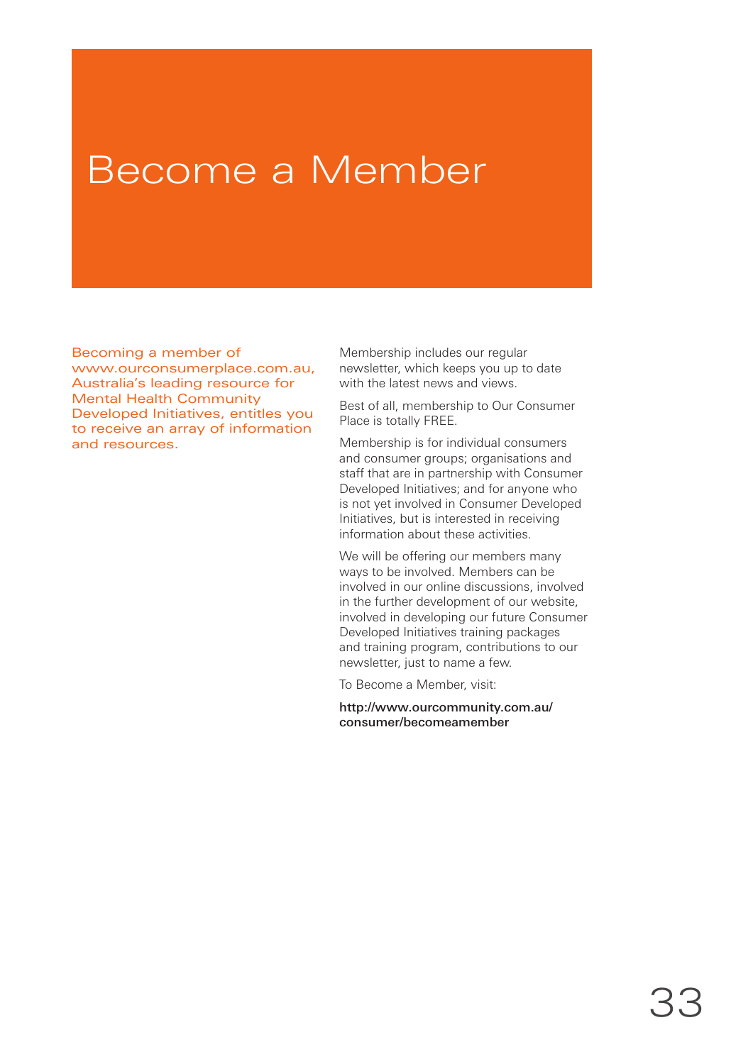# Become a Member

Becoming a member of www.ourconsumerplace.com.au, Australia's leading resource for Mental Health Community Developed Initiatives, entitles you to receive an array of information and resources.

Membership includes our regular newsletter, which keeps you up to date with the latest news and views.

Best of all, membership to Our Consumer Place is totally FREE.

Membership is for individual consumers and consumer groups; organisations and staff that are in partnership with Consumer Developed Initiatives; and for anyone who is not yet involved in Consumer Developed Initiatives, but is interested in receiving information about these activities.

We will be offering our members many ways to be involved. Members can be involved in our online discussions, involved in the further development of our website, involved in developing our future Consumer Developed Initiatives training packages and training program, contributions to our newsletter, just to name a few.

To Become a Member, visit:

**http://www.ourcommunity.com.au/consumer/becomeamember**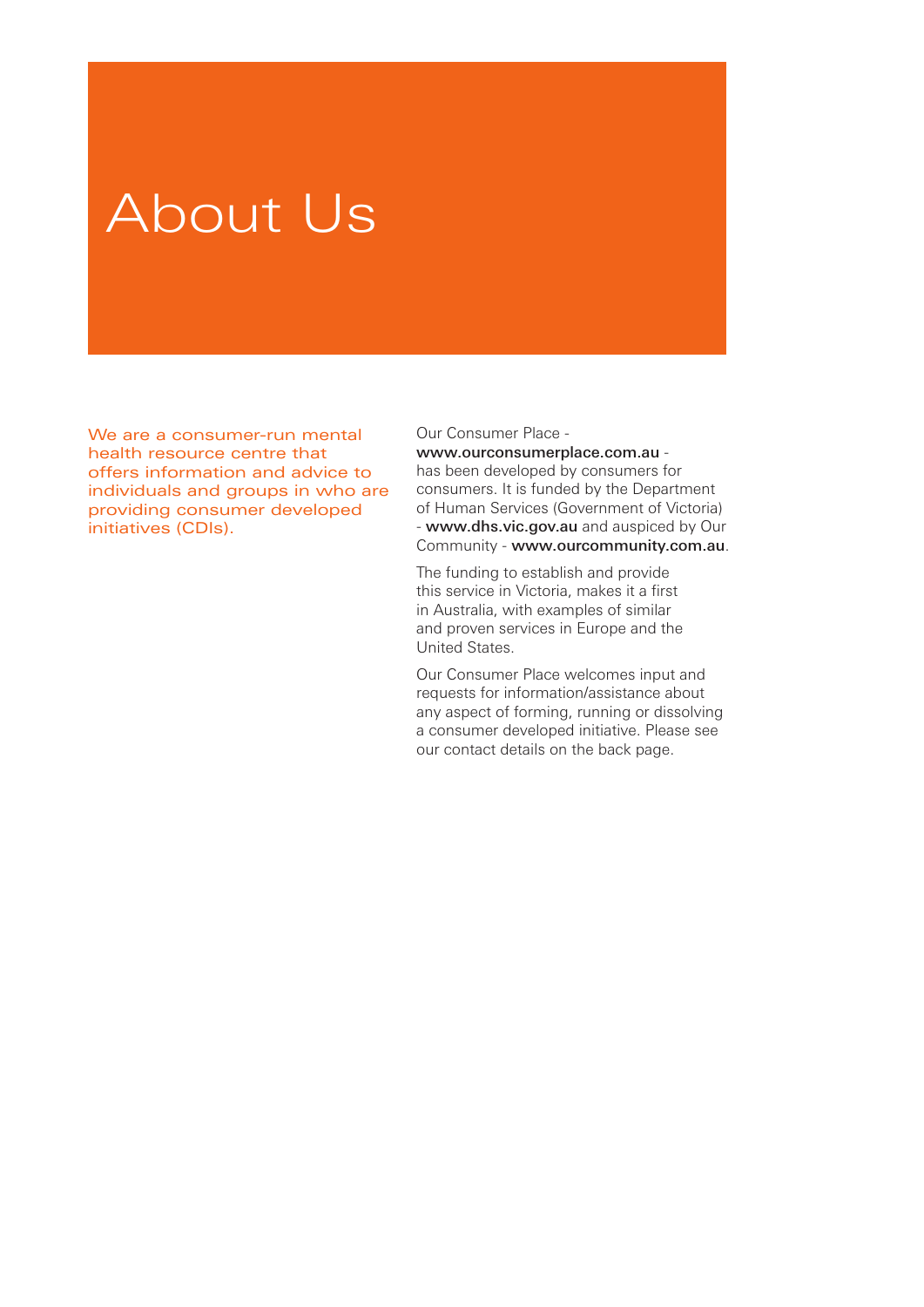# About Us

We are a consumer-run mental health resource centre that offers information and advice to individuals and groups in who are providing consumer developed initiatives (CDIs).

Our Consumer Place - **www.ourconsumerplace.com.au** - has been developed by consumers for consumers. It is funded by the Department of Human Services (Government of Victoria) - **www.dhs.vic.gov.au** and auspiced by Our Community - **www.ourcommunity.com.au**.

The funding to establish and provide this service in Victoria, makes it a first in Australia, with examples of similar and proven services in Europe and the United States.

Our Consumer Place welcomes input and requests for information/assistance about any aspect of forming, running or dissolving a consumer developed initiative. Please see our contact details on the back page.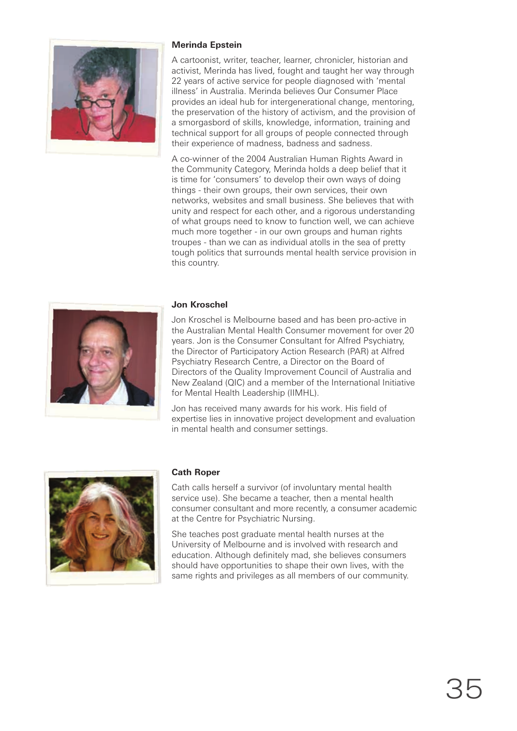### Merinda Epstein

A cartoonist, writer, teacher, learner, chronicler, historian and activist, Merinda has lived, fought and taught her way through 22 years of active service for people diagnosed with 'mental illness' in Australia. Merinda believes Our Consumer Place provides an ideal hub for intergenerational change, mentoring, the preservation of the history of activism, and the provision of a smorgasbord of skills, knowledge, information, training and technical support for all groups of people connected through their experience of madness, badness and sadness.

A co-winner of the 2004 Australian Human Rights Award in the Community Category, Merinda holds a deep belief that it is time for 'consumers' to develop their own ways of doing things - their own groups, their own services, their own networks, websites and small business. She believes that with unity and respect for each other, and a rigorous understanding of what groups need to know to function well, we can achieve much more together - in our own groups and human rights troupes - than we can as individual atolls in the sea of pretty tough politics that surrounds mental health service provision in this country.

### Jon Kroschel

Jon Kroschel is Melbourne based and has been pro-active in the Australian Mental Health Consumer movement for over 20 years. Jon is the Consumer Consultant for Alfred Psychiatry, the Director of Participatory Action Research (PAR) at Alfred Psychiatry Research Centre, a Director on the Board of Directors of the Quality Improvement Council of Australia and New Zealand (QIC) and a member of the International Initiative for Mental Health Leadership (IIMHL).

Jon has received many awards for his work. His field of expertise lies in innovative project development and evaluation in mental health and consumer settings.

### Cath Roper

Cath calls herself a survivor (of involuntary mental health service use). She became a teacher, then a mental health consumer consultant and more recently, a consumer academic at the Centre for Psychiatric Nursing.

She teaches post graduate mental health nurses at the University of Melbourne and is involved with research and education. Although definitely mad, she believes consumers should have opportunities to shape their own lives, with the same rights and privileges as all members of our community.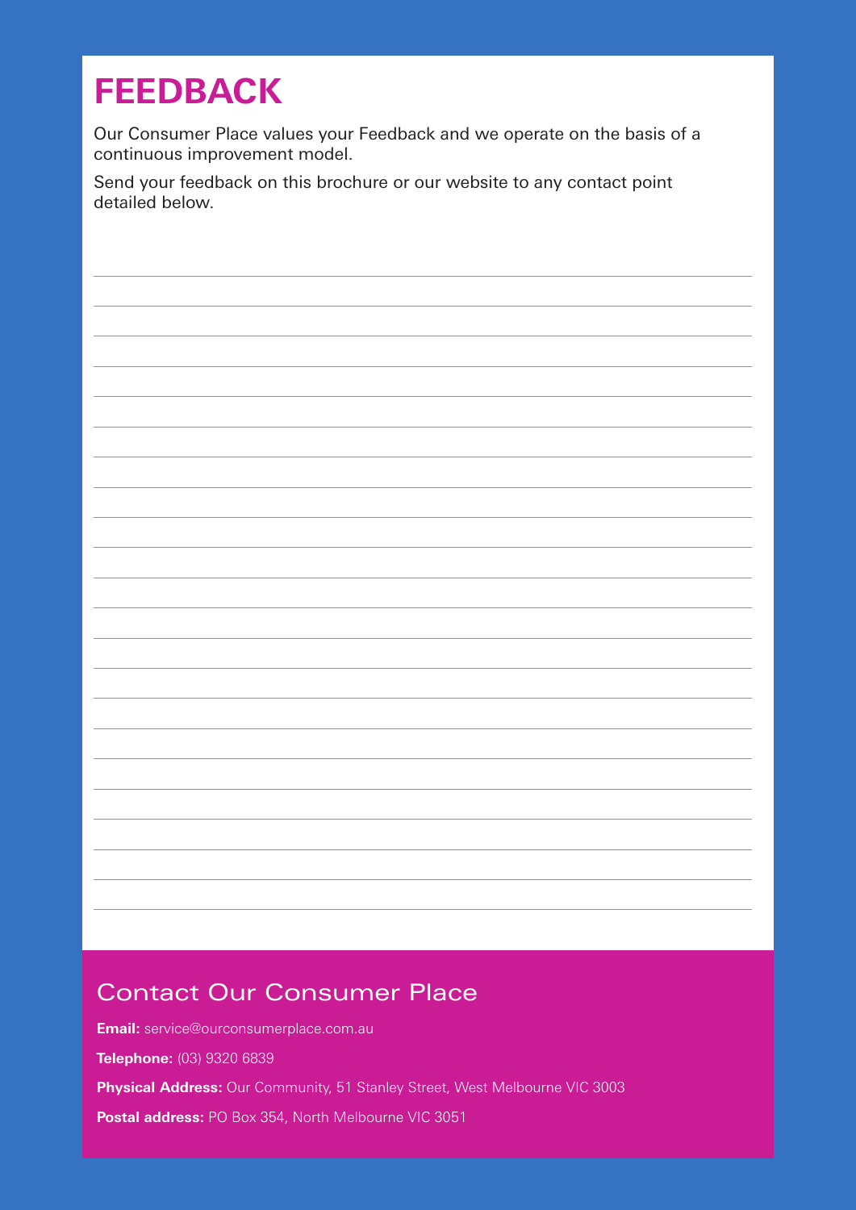# FEEDBACK

Our Consumer Place values your Feedback and we operate on the basis of a continuous improvement model.

Send your feedback on this brochure or our website to any contact point detailed below.

## Contact Our Consumer Place

**Email:** service@ourconsumerplace.com.au

**Telephone:** (03) 9320 6839

**Physical Address:** Our Community, 51 Stanley Street, West Melbourne VIC 3003

**Postal address:** PO Box 354, North Melbourne VIC 3051